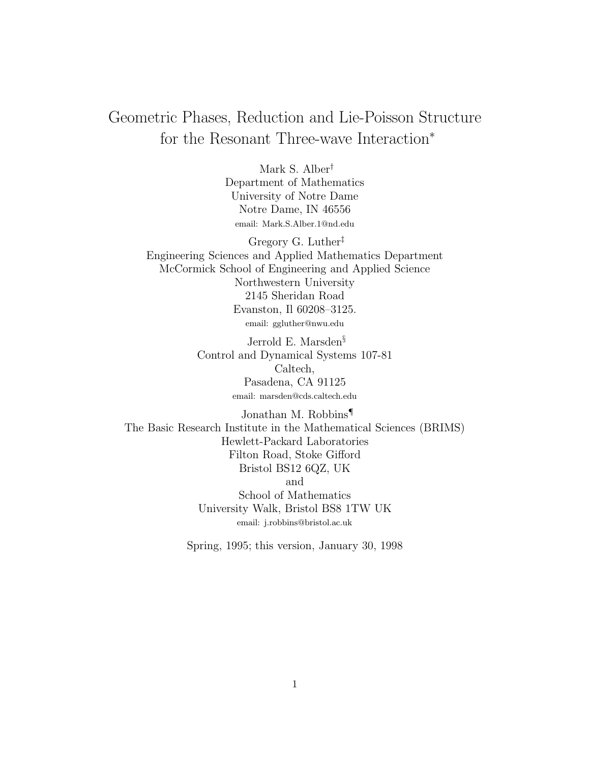# Geometric Phases, Reduction and Lie-Poisson Structure for the Resonant Three-wave Interaction*

Mark S. Alber†
Department of Mathematics
University of Notre Dame
Notre Dame, IN 46556
email: Mark.S.Alber.1@nd.edu

Gregory G. Luther‡
Engineering Sciences and Applied Mathematics Department
McCormick School of Engineering and Applied Science
Northwestern University
2145 Sheridan Road
Evanston, Il 60208–3125.
email: ggluther@nwu.edu

Jerrold E. Marsden§
Control and Dynamical Systems 107-81
Caltech,
Pasadena, CA 91125
email: marsden@cds.caltech.edu

Jonathan M. Robbins¶
The Basic Research Institute in the Mathematical Sciences (BRIMS)
Hewlett-Packard Laboratories
Filton Road, Stoke Gifford
Bristol BS12 6QZ, UK
and
School of Mathematics
University Walk, Bristol BS8 1TW UK
email: j.robbins@bristol.ac.uk

Spring, 1995; this version, January 30, 1998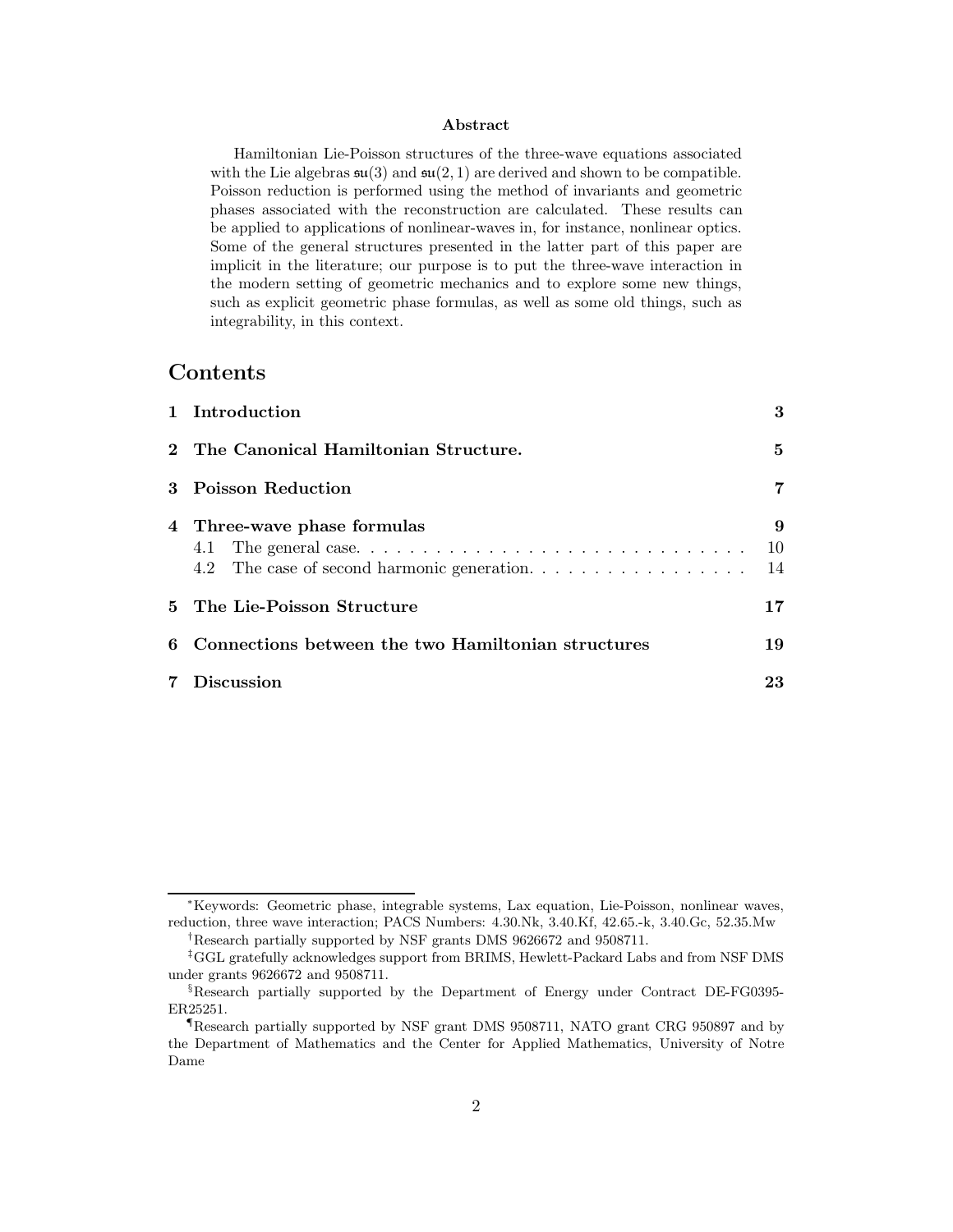**Abstract**

Hamiltonian Lie-Poisson structures of the three-wave equations associated with the Lie algebras $\mathfrak{su}(3)$ and $\mathfrak{su}(2,1)$ are derived and shown to be compatible. Poisson reduction is performed using the method of invariants and geometric phases associated with the reconstruction are calculated. These results can be applied to applications of nonlinear-waves in, for instance, nonlinear optics. Some of the general structures presented in the latter part of this paper are implicit in the literature; our purpose is to put the three-wave interaction in the modern setting of geometric mechanics and to explore some new things, such as explicit geometric phase formulas, as well as some old things, such as integrability, in this context.

# Contents

- 1 Introduction — 3
- 2 The Canonical Hamiltonian Structure. — 5
- 3 Poisson Reduction — 7
- 4 Three-wave phase formulas — 9
  - 4.1 The general case. — 10
  - 4.2 The case of second harmonic generation. — 14
- 5 The Lie-Poisson Structure — 17
- 6 Connections between the two Hamiltonian structures — 19
- 7 Discussion — 23

---

[*] Keywords: Geometric phase, integrable systems, Lax equation, Lie-Poisson, nonlinear waves, reduction, three wave interaction; PACS Numbers: 4.30.Nk, 3.40.Kf, 42.65.-k, 3.40.Gc, 52.35.Mw

[†] Research partially supported by NSF grants DMS 9626672 and 9508711.

[‡] GGL gratefully acknowledges support from BRIMS, Hewlett-Packard Labs and from NSF DMS under grants 9626672 and 9508711.

[§] Research partially supported by the Department of Energy under Contract DE-FG0395-ER25251.

[¶] Research partially supported by NSF grant DMS 9508711, NATO grant CRG 950897 and by the Department of Mathematics and the Center for Applied Mathematics, University of Notre Dame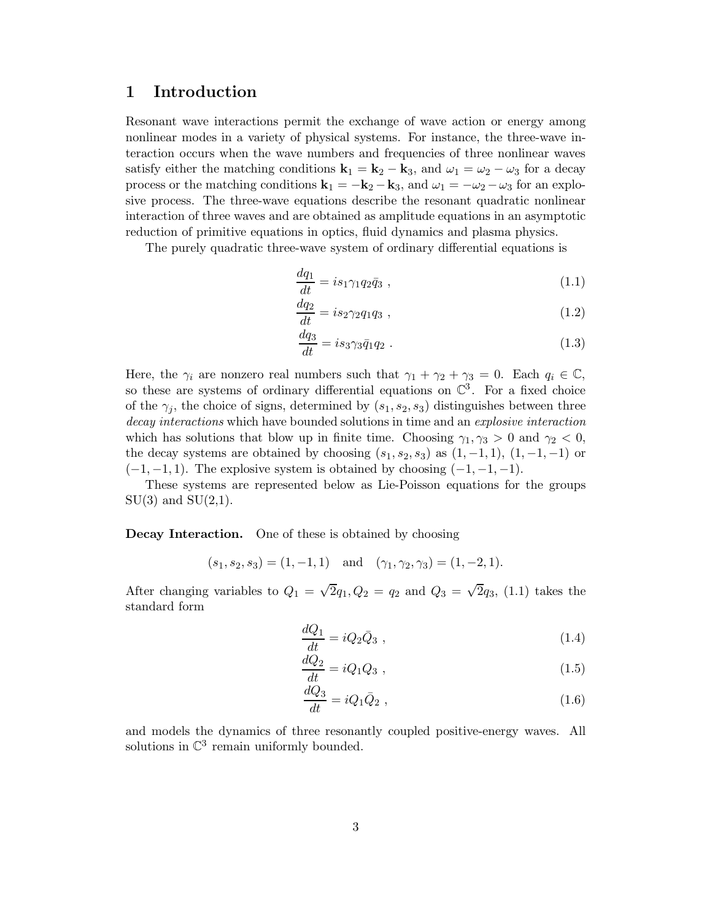# 1 Introduction

Resonant wave interactions permit the exchange of wave action or energy among nonlinear modes in a variety of physical systems. For instance, the three-wave interaction occurs when the wave numbers and frequencies of three nonlinear waves satisfy either the matching conditions $\mathbf{k}_1 = \mathbf{k}_2 - \mathbf{k}_3$, and $\omega_1 = \omega_2 - \omega_3$ for a decay process or the matching conditions $\mathbf{k}_1 = -\mathbf{k}_2 - \mathbf{k}_3$, and $\omega_1 = -\omega_2 - \omega_3$ for an explosive process. The three-wave equations describe the resonant quadratic nonlinear interaction of three waves and are obtained as amplitude equations in an asymptotic reduction of primitive equations in optics, fluid dynamics and plasma physics.

The purely quadratic three-wave system of ordinary differential equations is

$$\frac{dq_1}{dt} = is_1\gamma_1 q_2\bar{q}_3 \ , \tag{1.1}$$

$$\frac{dq_2}{dt} = is_2\gamma_2 q_1 q_3 \ , \tag{1.2}$$

$$\frac{dq_3}{dt} = is_3\gamma_3 \bar{q}_1 q_2 \ . \tag{1.3}$$

Here, the $\gamma_i$ are nonzero real numbers such that $\gamma_1 + \gamma_2 + \gamma_3 = 0$. Each $q_i \in \mathbb{C}$, so these are systems of ordinary differential equations on $\mathbb{C}^3$. For a fixed choice of the $\gamma_j$, the choice of signs, determined by $(s_1, s_2, s_3)$ distinguishes between three *decay interactions* which have bounded solutions in time and an *explosive interaction* which has solutions that blow up in finite time. Choosing $\gamma_1, \gamma_3 > 0$ and $\gamma_2 < 0$, the decay systems are obtained by choosing $(s_1, s_2, s_3)$ as $(1, -1, 1)$, $(1, -1, -1)$ or $(-1, -1, 1)$. The explosive system is obtained by choosing $(-1, -1, -1)$.

These systems are represented below as Lie-Poisson equations for the groups SU(3) and SU(2,1).

**Decay Interaction.** One of these is obtained by choosing

$$(s_1, s_2, s_3) = (1, -1, 1) \quad \text{and} \quad (\gamma_1, \gamma_2, \gamma_3) = (1, -2, 1).$$

After changing variables to $Q_1 = \sqrt{2}q_1, Q_2 = q_2$ and $Q_3 = \sqrt{2}q_3$, (1.1) takes the standard form

$$\frac{dQ_1}{dt} = iQ_2\bar{Q}_3 \ , \tag{1.4}$$

$$\frac{dQ_2}{dt} = iQ_1 Q_3 \ , \tag{1.5}$$

$$\frac{dQ_3}{dt} = iQ_1\bar{Q}_2 \ , \tag{1.6}$$

and models the dynamics of three resonantly coupled positive-energy waves. All solutions in $\mathbb{C}^3$ remain uniformly bounded.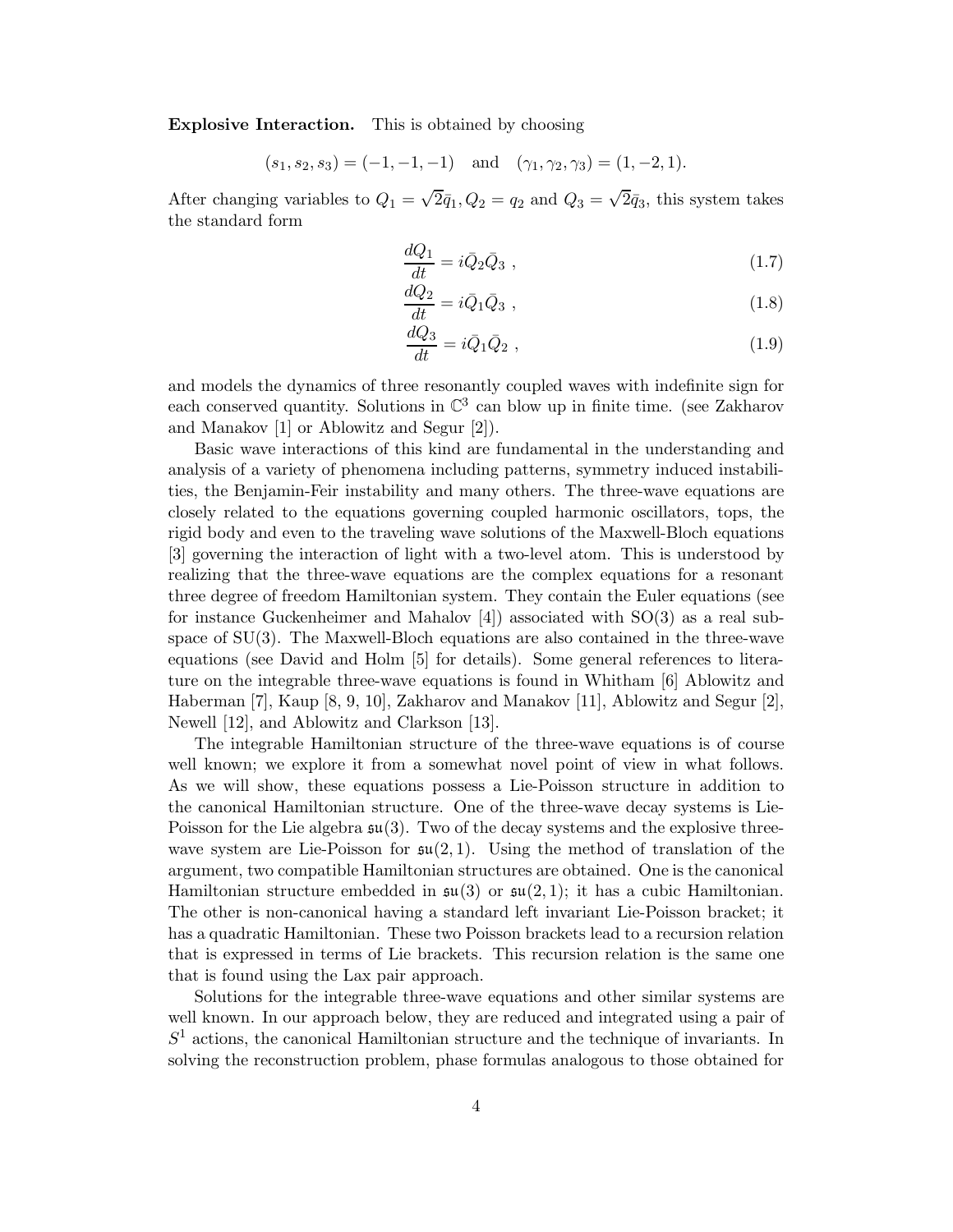**Explosive Interaction.** This is obtained by choosing

$$(s_1, s_2, s_3) = (-1, -1, -1) \quad \text{and} \quad (\gamma_1, \gamma_2, \gamma_3) = (1, -2, 1).$$

After changing variables to $Q_1 = \sqrt{2}\bar{q}_1, Q_2 = q_2$ and $Q_3 = \sqrt{2}\bar{q}_3$, this system takes the standard form

$$\frac{dQ_1}{dt} = i\bar{Q}_2\bar{Q}_3 \ , \tag{1.7}$$

$$\frac{dQ_2}{dt} = i\bar{Q}_1\bar{Q}_3 \ , \tag{1.8}$$

$$\frac{dQ_3}{dt} = i\bar{Q}_1\bar{Q}_2 \ , \tag{1.9}$$

and models the dynamics of three resonantly coupled waves with indefinite sign for each conserved quantity. Solutions in $\mathbb{C}^3$ can blow up in finite time. (see Zakharov and Manakov [1] or Ablowitz and Segur [2]).

Basic wave interactions of this kind are fundamental in the understanding and analysis of a variety of phenomena including patterns, symmetry induced instabilities, the Benjamin-Feir instability and many others. The three-wave equations are closely related to the equations governing coupled harmonic oscillators, tops, the rigid body and even to the traveling wave solutions of the Maxwell-Bloch equations [3] governing the interaction of light with a two-level atom. This is understood by realizing that the three-wave equations are the complex equations for a resonant three degree of freedom Hamiltonian system. They contain the Euler equations (see for instance Guckenheimer and Mahalov [4]) associated with SO(3) as a real subspace of SU(3). The Maxwell-Bloch equations are also contained in the three-wave equations (see David and Holm [5] for details). Some general references to literature on the integrable three-wave equations is found in Whitham [6] Ablowitz and Haberman [7], Kaup [8, 9, 10], Zakharov and Manakov [11], Ablowitz and Segur [2], Newell [12], and Ablowitz and Clarkson [13].

The integrable Hamiltonian structure of the three-wave equations is of course well known; we explore it from a somewhat novel point of view in what follows. As we will show, these equations possess a Lie-Poisson structure in addition to the canonical Hamiltonian structure. One of the three-wave decay systems is Lie-Poisson for the Lie algebra $\mathfrak{su}(3)$. Two of the decay systems and the explosive three-wave system are Lie-Poisson for $\mathfrak{su}(2,1)$. Using the method of translation of the argument, two compatible Hamiltonian structures are obtained. One is the canonical Hamiltonian structure embedded in $\mathfrak{su}(3)$ or $\mathfrak{su}(2,1)$; it has a cubic Hamiltonian. The other is non-canonical having a standard left invariant Lie-Poisson bracket; it has a quadratic Hamiltonian. These two Poisson brackets lead to a recursion relation that is expressed in terms of Lie brackets. This recursion relation is the same one that is found using the Lax pair approach.

Solutions for the integrable three-wave equations and other similar systems are well known. In our approach below, they are reduced and integrated using a pair of $S^1$ actions, the canonical Hamiltonian structure and the technique of invariants. In solving the reconstruction problem, phase formulas analogous to those obtained for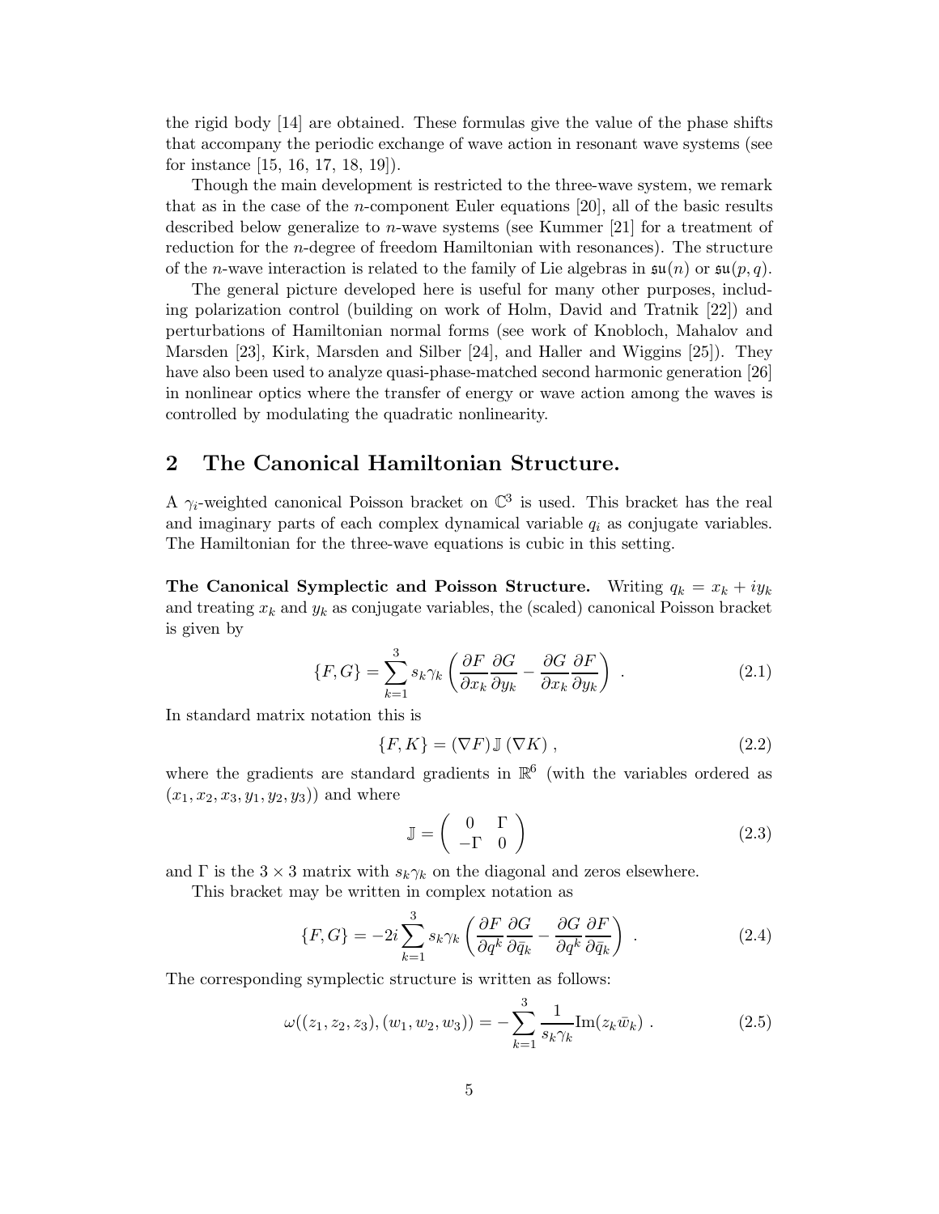the rigid body [14] are obtained. These formulas give the value of the phase shifts that accompany the periodic exchange of wave action in resonant wave systems (see for instance [15, 16, 17, 18, 19]).

Though the main development is restricted to the three-wave system, we remark that as in the case of the $n$-component Euler equations [20], all of the basic results described below generalize to $n$-wave systems (see Kummer [21] for a treatment of reduction for the $n$-degree of freedom Hamiltonian with resonances). The structure of the $n$-wave interaction is related to the family of Lie algebras in $\mathfrak{su}(n)$ or $\mathfrak{su}(p,q)$.

The general picture developed here is useful for many other purposes, including polarization control (building on work of Holm, David and Tratnik [22]) and perturbations of Hamiltonian normal forms (see work of Knobloch, Mahalov and Marsden [23], Kirk, Marsden and Silber [24], and Haller and Wiggins [25]). They have also been used to analyze quasi-phase-matched second harmonic generation [26] in nonlinear optics where the transfer of energy or wave action among the waves is controlled by modulating the quadratic nonlinearity.

## 2 The Canonical Hamiltonian Structure.

A $\gamma_i$-weighted canonical Poisson bracket on $\mathbb{C}^3$ is used. This bracket has the real and imaginary parts of each complex dynamical variable $q_i$ as conjugate variables. The Hamiltonian for the three-wave equations is cubic in this setting.

**The Canonical Symplectic and Poisson Structure.** Writing $q_k = x_k + iy_k$ and treating $x_k$ and $y_k$ as conjugate variables, the (scaled) canonical Poisson bracket is given by

$$\{F, G\} = \sum_{k=1}^{3} s_k \gamma_k \left( \frac{\partial F}{\partial x_k} \frac{\partial G}{\partial y_k} - \frac{\partial G}{\partial x_k} \frac{\partial F}{\partial y_k} \right) \ . \tag{2.1}$$

In standard matrix notation this is

$$\{F, K\} = (\nabla F) \, \mathbb{J} \, (\nabla K) \ , \tag{2.2}$$

where the gradients are standard gradients in $\mathbb{R}^6$ (with the variables ordered as $(x_1, x_2, x_3, y_1, y_2, y_3)$) and where

$$\mathbb{J} = \begin{pmatrix} 0 & \Gamma \\ -\Gamma & 0 \end{pmatrix} \tag{2.3}$$

and $\Gamma$ is the $3 \times 3$ matrix with $s_k \gamma_k$ on the diagonal and zeros elsewhere.

This bracket may be written in complex notation as

$$\{F, G\} = -2i \sum_{k=1}^{3} s_k \gamma_k \left( \frac{\partial F}{\partial q^k} \frac{\partial G}{\partial \bar{q}_k} - \frac{\partial G}{\partial q^k} \frac{\partial F}{\partial \bar{q}_k} \right) \ . \tag{2.4}$$

The corresponding symplectic structure is written as follows:

$$\omega((z_1, z_2, z_3), (w_1, w_2, w_3)) = - \sum_{k=1}^{3} \frac{1}{s_k \gamma_k} \mathrm{Im}(z_k \bar{w}_k) \ . \tag{2.5}$$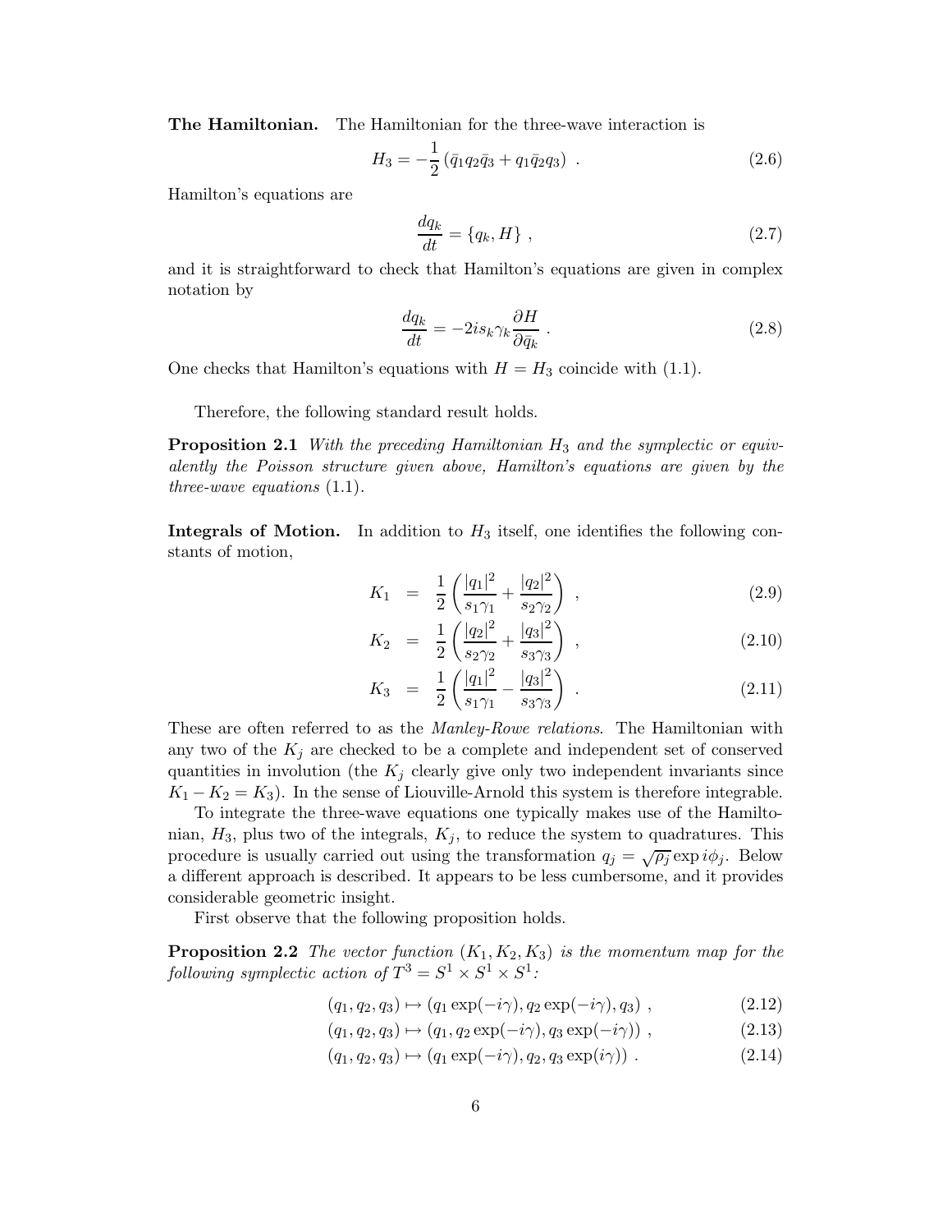**The Hamiltonian.** The Hamiltonian for the three-wave interaction is

$$H_3 = -\frac{1}{2}\left(\bar{q}_1 q_2 \bar{q}_3 + q_1 \bar{q}_2 q_3\right) \; . \tag{2.6}$$

Hamilton's equations are

$$\frac{dq_k}{dt} = \{q_k, H\} \; , \tag{2.7}$$

and it is straightforward to check that Hamilton's equations are given in complex notation by

$$\frac{dq_k}{dt} = -2is_k\gamma_k \frac{\partial H}{\partial \bar{q}_k} \; . \tag{2.8}$$

One checks that Hamilton's equations with $H = H_3$ coincide with (1.1).

Therefore, the following standard result holds.

**Proposition 2.1** *With the preceding Hamiltonian $H_3$ and the symplectic or equivalently the Poisson structure given above, Hamilton's equations are given by the three-wave equations* (1.1).

**Integrals of Motion.** In addition to $H_3$ itself, one identifies the following constants of motion,

$$K_1 = \frac{1}{2}\left(\frac{|q_1|^2}{s_1\gamma_1} + \frac{|q_2|^2}{s_2\gamma_2}\right) \; , \tag{2.9}$$

$$K_2 = \frac{1}{2}\left(\frac{|q_2|^2}{s_2\gamma_2} + \frac{|q_3|^2}{s_3\gamma_3}\right) \; , \tag{2.10}$$

$$K_3 = \frac{1}{2}\left(\frac{|q_1|^2}{s_1\gamma_1} - \frac{|q_3|^2}{s_3\gamma_3}\right) \; . \tag{2.11}$$

These are often referred to as the *Manley-Rowe relations*. The Hamiltonian with any two of the $K_j$ are checked to be a complete and independent set of conserved quantities in involution (the $K_j$ clearly give only two independent invariants since $K_1 - K_2 = K_3$). In the sense of Liouville-Arnold this system is therefore integrable.

To integrate the three-wave equations one typically makes use of the Hamiltonian, $H_3$, plus two of the integrals, $K_j$, to reduce the system to quadratures. This procedure is usually carried out using the transformation $q_j = \sqrt{\rho_j}\exp i\phi_j$. Below a different approach is described. It appears to be less cumbersome, and it provides considerable geometric insight.

First observe that the following proposition holds.

**Proposition 2.2** *The vector function $(K_1, K_2, K_3)$ is the momentum map for the following symplectic action of $T^3 = S^1 \times S^1 \times S^1$:*

$$(q_1, q_2, q_3) \mapsto (q_1 \exp(-i\gamma), q_2 \exp(-i\gamma), q_3) \; , \tag{2.12}$$

$$(q_1, q_2, q_3) \mapsto (q_1, q_2 \exp(-i\gamma), q_3 \exp(-i\gamma)) \; , \tag{2.13}$$

$$(q_1, q_2, q_3) \mapsto (q_1 \exp(-i\gamma), q_2, q_3 \exp(i\gamma)) \; . \tag{2.14}$$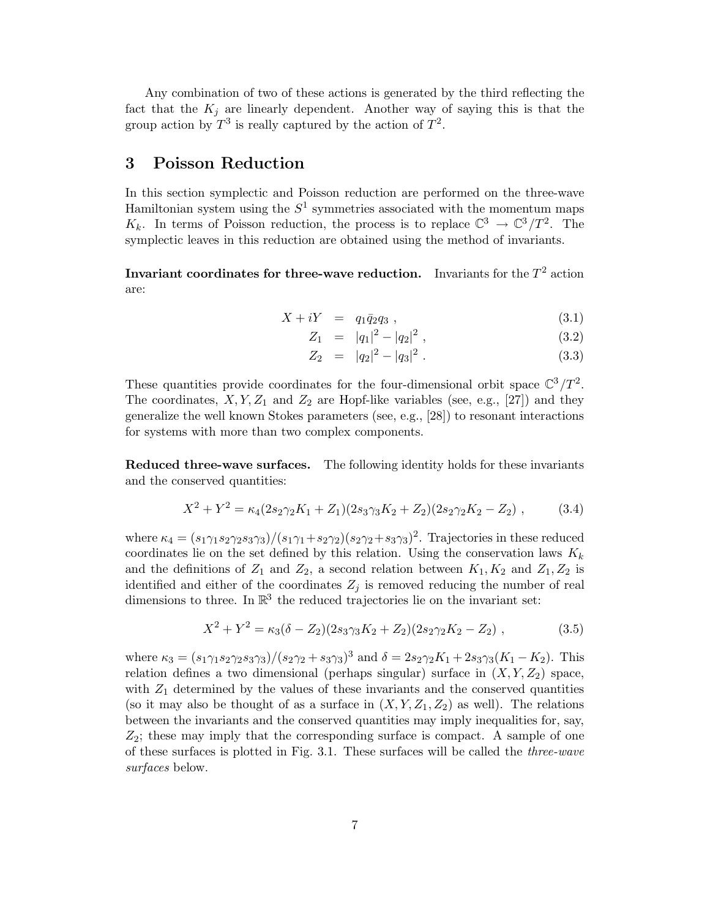Any combination of two of these actions is generated by the third reflecting the fact that the $K_j$ are linearly dependent. Another way of saying this is that the group action by $T^3$ is really captured by the action of $T^2$.

## 3 Poisson Reduction

In this section symplectic and Poisson reduction are performed on the three-wave Hamiltonian system using the $S^1$ symmetries associated with the momentum maps $K_k$. In terms of Poisson reduction, the process is to replace $\mathbb{C}^3 \to \mathbb{C}^3/T^2$. The symplectic leaves in this reduction are obtained using the method of invariants.

**Invariant coordinates for three-wave reduction.** Invariants for the $T^2$ action are:

$$
X + iY = q_1 \bar{q}_2 q_3 \;, \tag{3.1}
$$

$$
Z_1 = |q_1|^2 - |q_2|^2 \;, \tag{3.2}
$$

$$
Z_2 = |q_2|^2 - |q_3|^2 \;. \tag{3.3}
$$

These quantities provide coordinates for the four-dimensional orbit space $\mathbb{C}^3/T^2$. The coordinates, $X, Y, Z_1$ and $Z_2$ are Hopf-like variables (see, e.g., [27]) and they generalize the well known Stokes parameters (see, e.g., [28]) to resonant interactions for systems with more than two complex components.

**Reduced three-wave surfaces.** The following identity holds for these invariants and the conserved quantities:

$$
X^2 + Y^2 = \kappa_4 (2s_2\gamma_2 K_1 + Z_1)(2s_3\gamma_3 K_2 + Z_2)(2s_2\gamma_2 K_2 - Z_2) \;, \tag{3.4}
$$

where $\kappa_4 = (s_1\gamma_1 s_2\gamma_2 s_3\gamma_3)/(s_1\gamma_1 + s_2\gamma_2)(s_2\gamma_2 + s_3\gamma_3)^2$. Trajectories in these reduced coordinates lie on the set defined by this relation. Using the conservation laws $K_k$ and the definitions of $Z_1$ and $Z_2$, a second relation between $K_1, K_2$ and $Z_1, Z_2$ is identified and either of the coordinates $Z_j$ is removed reducing the number of real dimensions to three. In $\mathbb{R}^3$ the reduced trajectories lie on the invariant set:

$$
X^2 + Y^2 = \kappa_3 (\delta - Z_2)(2s_3\gamma_3 K_2 + Z_2)(2s_2\gamma_2 K_2 - Z_2) \;, \tag{3.5}
$$

where $\kappa_3 = (s_1\gamma_1 s_2\gamma_2 s_3\gamma_3)/(s_2\gamma_2 + s_3\gamma_3)^3$ and $\delta = 2s_2\gamma_2 K_1 + 2s_3\gamma_3(K_1 - K_2)$. This relation defines a two dimensional (perhaps singular) surface in $(X, Y, Z_2)$ space, with $Z_1$ determined by the values of these invariants and the conserved quantities (so it may also be thought of as a surface in $(X, Y, Z_1, Z_2)$ as well). The relations between the invariants and the conserved quantities may imply inequalities for, say, $Z_2$; these may imply that the corresponding surface is compact. A sample of one of these surfaces is plotted in Fig. 3.1. These surfaces will be called the *three-wave surfaces* below.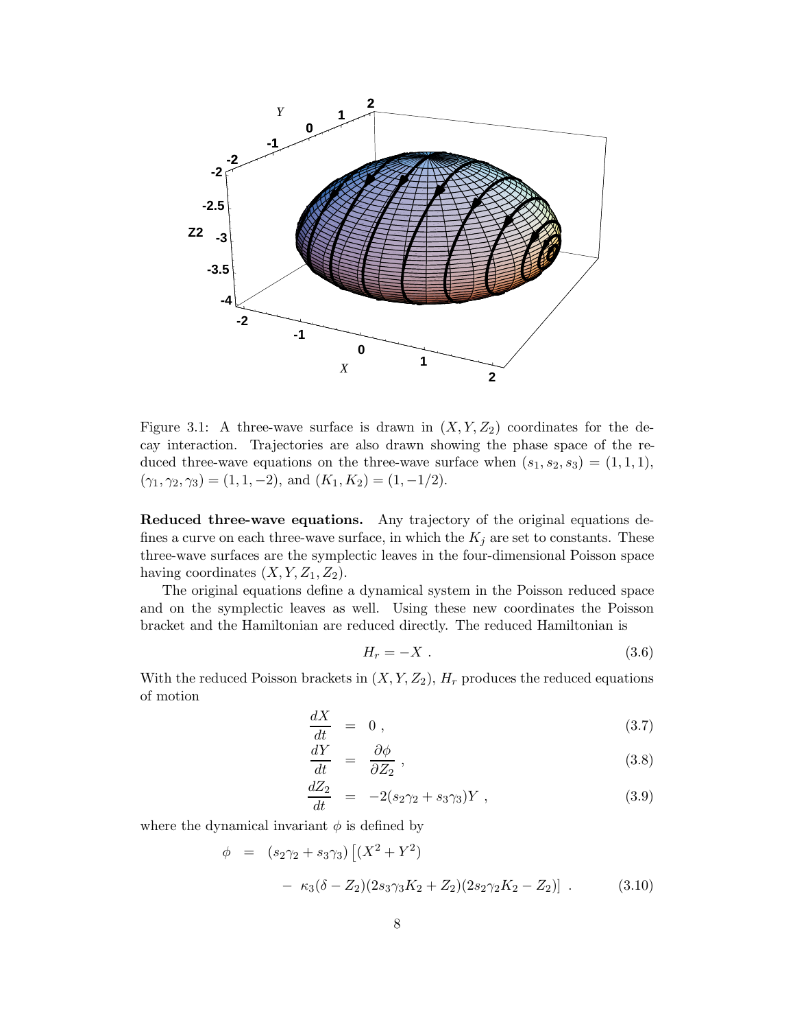Figure 3.1: A three-wave surface is drawn in $(X, Y, Z_2)$ coordinates for the decay interaction. Trajectories are also drawn showing the phase space of the reduced three-wave equations on the three-wave surface when $(s_1, s_2, s_3) = (1, 1, 1)$, $(\gamma_1, \gamma_2, \gamma_3) = (1, 1, -2)$, and $(K_1, K_2) = (1, -1/2)$.

**Reduced three-wave equations.** Any trajectory of the original equations defines a curve on each three-wave surface, in which the $K_j$ are set to constants. These three-wave surfaces are the symplectic leaves in the four-dimensional Poisson space having coordinates $(X, Y, Z_1, Z_2)$.

The original equations define a dynamical system in the Poisson reduced space and on the symplectic leaves as well. Using these new coordinates the Poisson bracket and the Hamiltonian are reduced directly. The reduced Hamiltonian is

$$H_r = -X \; . \tag{3.6}$$

With the reduced Poisson brackets in $(X, Y, Z_2)$, $H_r$ produces the reduced equations of motion

$$\frac{dX}{dt} = 0 \; , \tag{3.7}$$

$$\frac{dY}{dt} = \frac{\partial \phi}{\partial Z_2} \; , \tag{3.8}$$

$$\frac{dZ_2}{dt} = -2(s_2\gamma_2 + s_3\gamma_3)Y \; , \tag{3.9}$$

where the dynamical invariant $\phi$ is defined by

$$\begin{aligned} \phi &= (s_2\gamma_2 + s_3\gamma_3)\left[(X^2 + Y^2)\right. \\ &- \left.\kappa_3(\delta - Z_2)(2s_3\gamma_3K_2 + Z_2)(2s_2\gamma_2K_2 - Z_2)\right] \; . \end{aligned} \tag{3.10}$$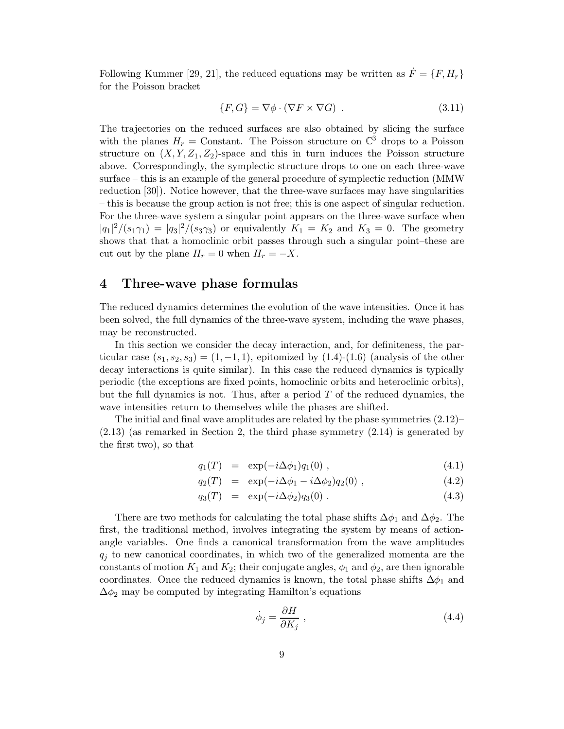Following Kummer [29, 21], the reduced equations may be written as $\dot{F} = \{F, H_r\}$ for the Poisson bracket

$$\{F, G\} = \nabla\phi \cdot (\nabla F \times \nabla G) \ . \tag{3.11}$$

The trajectories on the reduced surfaces are also obtained by slicing the surface with the planes $H_r =$ Constant. The Poisson structure on $\mathbb{C}^3$ drops to a Poisson structure on $(X, Y, Z_1, Z_2)$-space and this in turn induces the Poisson structure above. Correspondingly, the symplectic structure drops to one on each three-wave surface – this is an example of the general procedure of symplectic reduction (MMW reduction [30]). Notice however, that the three-wave surfaces may have singularities – this is because the group action is not free; this is one aspect of singular reduction. For the three-wave system a singular point appears on the three-wave surface when $|q_1|^2/(s_1\gamma_1) = |q_3|^2/(s_3\gamma_3)$ or equivalently $K_1 = K_2$ and $K_3 = 0$. The geometry shows that that a homoclinic orbit passes through such a singular point–these are cut out by the plane $H_r = 0$ when $H_r = -X$.

## 4 Three-wave phase formulas

The reduced dynamics determines the evolution of the wave intensities. Once it has been solved, the full dynamics of the three-wave system, including the wave phases, may be reconstructed.

In this section we consider the decay interaction, and, for definiteness, the particular case $(s_1, s_2, s_3) = (1, -1, 1)$, epitomized by (1.4)-(1.6) (analysis of the other decay interactions is quite similar). In this case the reduced dynamics is typically periodic (the exceptions are fixed points, homoclinic orbits and heteroclinic orbits), but the full dynamics is not. Thus, after a period $T$ of the reduced dynamics, the wave intensities return to themselves while the phases are shifted.

The initial and final wave amplitudes are related by the phase symmetries (2.12)–(2.13) (as remarked in Section 2, the third phase symmetry (2.14) is generated by the first two), so that

$$q_1(T) = \exp(-i\Delta\phi_1) q_1(0) \ , \tag{4.1}$$

$$q_2(T) = \exp(-i\Delta\phi_1 - i\Delta\phi_2) q_2(0) \ , \tag{4.2}$$

$$q_3(T) = \exp(-i\Delta\phi_2) q_3(0) \ . \tag{4.3}$$

There are two methods for calculating the total phase shifts $\Delta\phi_1$ and $\Delta\phi_2$. The first, the traditional method, involves integrating the system by means of action-angle variables. One finds a canonical transformation from the wave amplitudes $q_j$ to new canonical coordinates, in which two of the generalized momenta are the constants of motion $K_1$ and $K_2$; their conjugate angles, $\phi_1$ and $\phi_2$, are then ignorable coordinates. Once the reduced dynamics is known, the total phase shifts $\Delta\phi_1$ and $\Delta\phi_2$ may be computed by integrating Hamilton's equations

$$\dot{\phi}_j = \frac{\partial H}{\partial K_j} \ , \tag{4.4}$$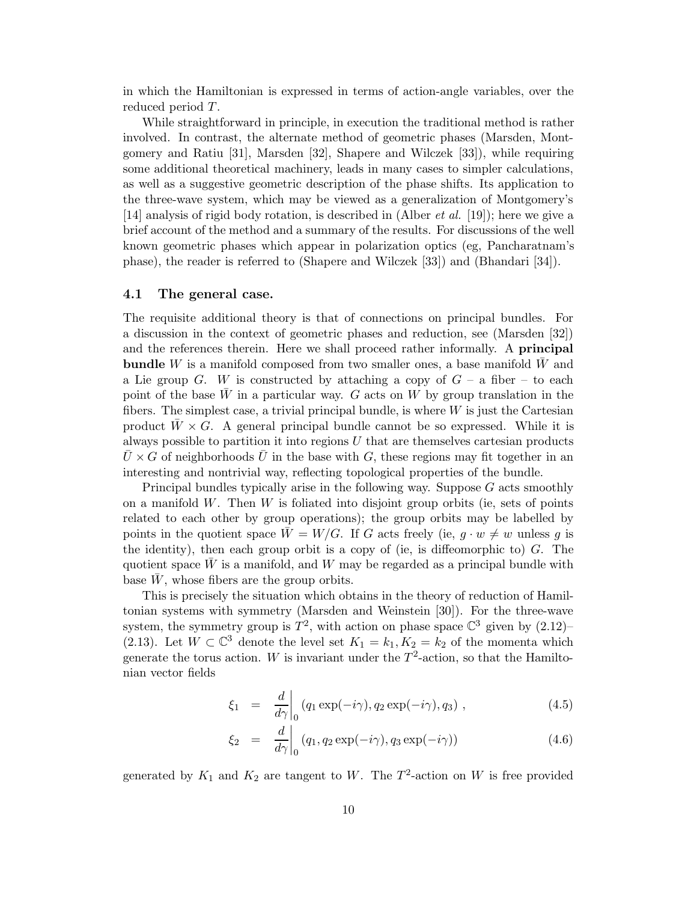in which the Hamiltonian is expressed in terms of action-angle variables, over the reduced period $T$.

While straightforward in principle, in execution the traditional method is rather involved. In contrast, the alternate method of geometric phases (Marsden, Montgomery and Ratiu [31], Marsden [32], Shapere and Wilczek [33]), while requiring some additional theoretical machinery, leads in many cases to simpler calculations, as well as a suggestive geometric description of the phase shifts. Its application to the three-wave system, which may be viewed as a generalization of Montgomery's [14] analysis of rigid body rotation, is described in (Alber *et al.* [19]); here we give a brief account of the method and a summary of the results. For discussions of the well known geometric phases which appear in polarization optics (eg, Pancharatnam's phase), the reader is referred to (Shapere and Wilczek [33]) and (Bhandari [34]).

### 4.1 The general case.

The requisite additional theory is that of connections on principal bundles. For a discussion in the context of geometric phases and reduction, see (Marsden [32]) and the references therein. Here we shall proceed rather informally. A **principal bundle** $W$ is a manifold composed from two smaller ones, a base manifold $\bar{W}$ and a Lie group $G$. $W$ is constructed by attaching a copy of $G$ – a fiber – to each point of the base $\bar{W}$ in a particular way. $G$ acts on $W$ by group translation in the fibers. The simplest case, a trivial principal bundle, is where $W$ is just the Cartesian product $\bar{W} \times G$. A general principal bundle cannot be so expressed. While it is always possible to partition it into regions $U$ that are themselves cartesian products $\bar{U} \times G$ of neighborhoods $\bar{U}$ in the base with $G$, these regions may fit together in an interesting and nontrivial way, reflecting topological properties of the bundle.

Principal bundles typically arise in the following way. Suppose $G$ acts smoothly on a manifold $W$. Then $W$ is foliated into disjoint group orbits (ie, sets of points related to each other by group operations); the group orbits may be labelled by points in the quotient space $\bar{W} = W/G$. If $G$ acts freely (ie, $g \cdot w \neq w$ unless $g$ is the identity), then each group orbit is a copy of (ie, is diffeomorphic to) $G$. The quotient space $\bar{W}$ is a manifold, and $W$ may be regarded as a principal bundle with base $\bar{W}$, whose fibers are the group orbits.

This is precisely the situation which obtains in the theory of reduction of Hamiltonian systems with symmetry (Marsden and Weinstein [30]). For the three-wave system, the symmetry group is $T^2$, with action on phase space $\mathbb{C}^3$ given by (2.12)–(2.13). Let $W \subset \mathbb{C}^3$ denote the level set $K_1 = k_1, K_2 = k_2$ of the momenta which generate the torus action. $W$ is invariant under the $T^2$-action, so that the Hamiltonian vector fields

$$\xi_1 = \left.\frac{d}{d\gamma}\right|_0 (q_1 \exp(-i\gamma), q_2 \exp(-i\gamma), q_3) \, , \tag{4.5}$$

$$\xi_2 = \left.\frac{d}{d\gamma}\right|_0 (q_1, q_2 \exp(-i\gamma), q_3 \exp(-i\gamma)) \tag{4.6}$$

generated by $K_1$ and $K_2$ are tangent to $W$. The $T^2$-action on $W$ is free provided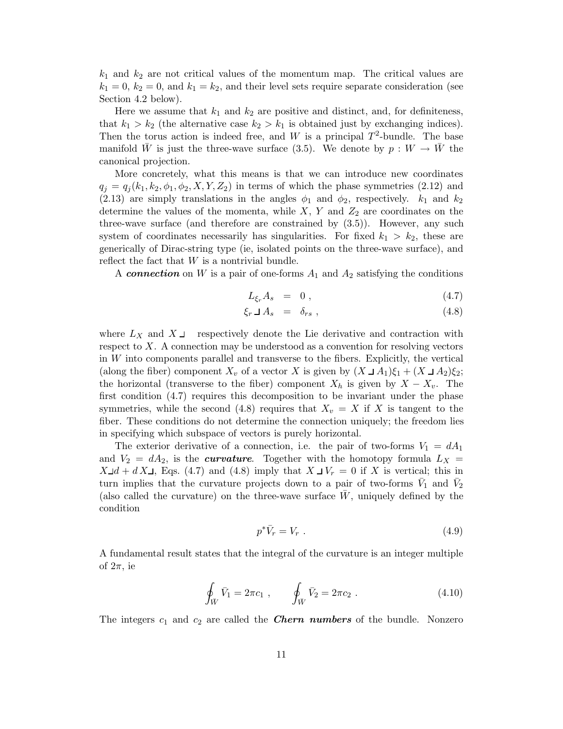$k_1$ and $k_2$ are not critical values of the momentum map. The critical values are $k_1 = 0$, $k_2 = 0$, and $k_1 = k_2$, and their level sets require separate consideration (see Section 4.2 below).

Here we assume that $k_1$ and $k_2$ are positive and distinct, and, for definiteness, that $k_1 > k_2$ (the alternative case $k_2 > k_1$ is obtained just by exchanging indices). Then the torus action is indeed free, and $W$ is a principal $T^2$-bundle. The base manifold $\bar{W}$ is just the three-wave surface (3.5). We denote by $p : W \to \bar{W}$ the canonical projection.

More concretely, what this means is that we can introduce new coordinates $q_j = q_j(k_1, k_2, \phi_1, \phi_2, X, Y, Z_2)$ in terms of which the phase symmetries (2.12) and (2.13) are simply translations in the angles $\phi_1$ and $\phi_2$, respectively. $k_1$ and $k_2$ determine the values of the momenta, while $X$, $Y$ and $Z_2$ are coordinates on the three-wave surface (and therefore are constrained by (3.5)). However, any such system of coordinates necessarily has singularities. For fixed $k_1 > k_2$, these are generically of Dirac-string type (ie, isolated points on the three-wave surface), and reflect the fact that $W$ is a nontrivial bundle.

A ***connection*** on $W$ is a pair of one-forms $A_1$ and $A_2$ satisfying the conditions

$$L_{\xi_r} A_s = 0 \,, \tag{4.7}$$

$$\xi_r \,\lrcorner\, A_s = \delta_{rs} \,, \tag{4.8}$$

where $L_X$ and $X \lrcorner$ respectively denote the Lie derivative and contraction with respect to $X$. A connection may be understood as a convention for resolving vectors in $W$ into components parallel and transverse to the fibers. Explicitly, the vertical (along the fiber) component $X_v$ of a vector $X$ is given by $(X \lrcorner A_1)\xi_1 + (X \lrcorner A_2)\xi_2$; the horizontal (transverse to the fiber) component $X_h$ is given by $X - X_v$. The first condition (4.7) requires this decomposition to be invariant under the phase symmetries, while the second (4.8) requires that $X_v = X$ if $X$ is tangent to the fiber. These conditions do not determine the connection uniquely; the freedom lies in specifying which subspace of vectors is purely horizontal.

The exterior derivative of a connection, i.e. the pair of two-forms $V_1 = dA_1$ and $V_2 = dA_2$, is the ***curvature***. Together with the homotopy formula $L_X = X \lrcorner d + d\, X \lrcorner$, Eqs. (4.7) and (4.8) imply that $X \lrcorner V_r = 0$ if $X$ is vertical; this in turn implies that the curvature projects down to a pair of two-forms $\bar{V}_1$ and $\bar{V}_2$ (also called the curvature) on the three-wave surface $\bar{W}$, uniquely defined by the condition

$$p^* \bar{V}_r = V_r \,. \tag{4.9}$$

A fundamental result states that the integral of the curvature is an integer multiple of $2\pi$, ie

$$\oint_{\bar{W}} \bar{V}_1 = 2\pi c_1 \,, \qquad \oint_{\bar{W}} \bar{V}_2 = 2\pi c_2 \,. \tag{4.10}$$

The integers $c_1$ and $c_2$ are called the ***Chern numbers*** of the bundle. Nonzero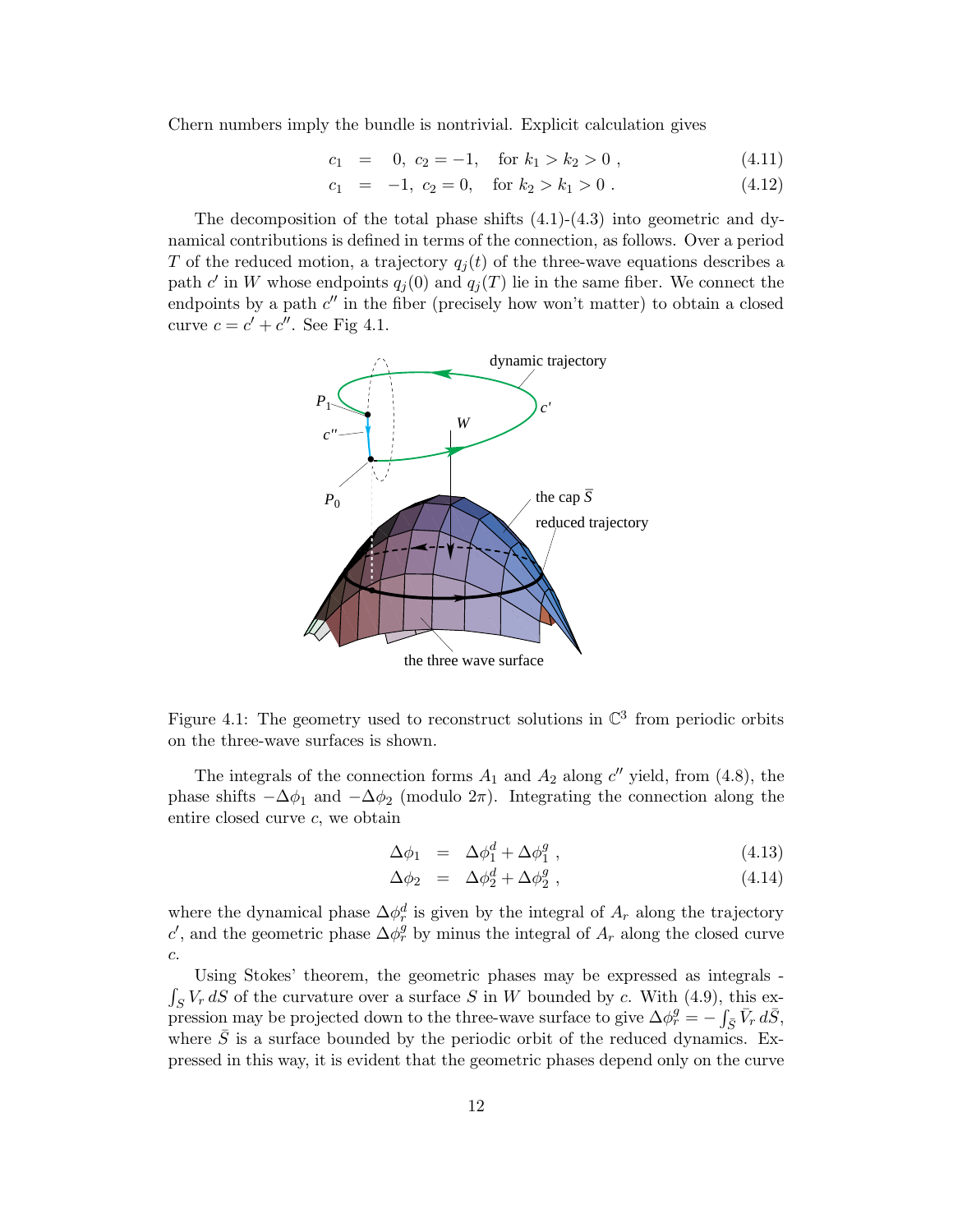Chern numbers imply the bundle is nontrivial. Explicit calculation gives

$$c_1 = 0,\ c_2 = -1, \quad \text{for } k_1 > k_2 > 0 \ , \tag{4.11}$$

$$c_1 = -1,\ c_2 = 0, \quad \text{for } k_2 > k_1 > 0 \ . \tag{4.12}$$

The decomposition of the total phase shifts (4.1)-(4.3) into geometric and dynamical contributions is defined in terms of the connection, as follows. Over a period $T$ of the reduced motion, a trajectory $q_j(t)$ of the three-wave equations describes a path $c'$ in $W$ whose endpoints $q_j(0)$ and $q_j(T)$ lie in the same fiber. We connect the endpoints by a path $c''$ in the fiber (precisely how won't matter) to obtain a closed curve $c = c' + c''$. See Fig 4.1.

Figure 4.1: The geometry used to reconstruct solutions in $\mathbb{C}^3$ from periodic orbits on the three-wave surfaces is shown.

The integrals of the connection forms $A_1$ and $A_2$ along $c''$ yield, from (4.8), the phase shifts $-\Delta\phi_1$ and $-\Delta\phi_2$ (modulo $2\pi$). Integrating the connection along the entire closed curve $c$, we obtain

$$\Delta\phi_1 = \Delta\phi_1^d + \Delta\phi_1^g \ , \tag{4.13}$$

$$\Delta\phi_2 = \Delta\phi_2^d + \Delta\phi_2^g \ , \tag{4.14}$$

where the dynamical phase $\Delta\phi_r^d$ is given by the integral of $A_r$ along the trajectory $c'$, and the geometric phase $\Delta\phi_r^g$ by minus the integral of $A_r$ along the closed curve $c$.

Using Stokes' theorem, the geometric phases may be expressed as integrals $-\int_S V_r \, dS$ of the curvature over a surface $S$ in $W$ bounded by $c$. With (4.9), this expression may be projected down to the three-wave surface to give $\Delta\phi_r^g = -\int_{\bar{S}} \bar{V}_r \, d\bar{S}$, where $\bar{S}$ is a surface bounded by the periodic orbit of the reduced dynamics. Expressed in this way, it is evident that the geometric phases depend only on the curve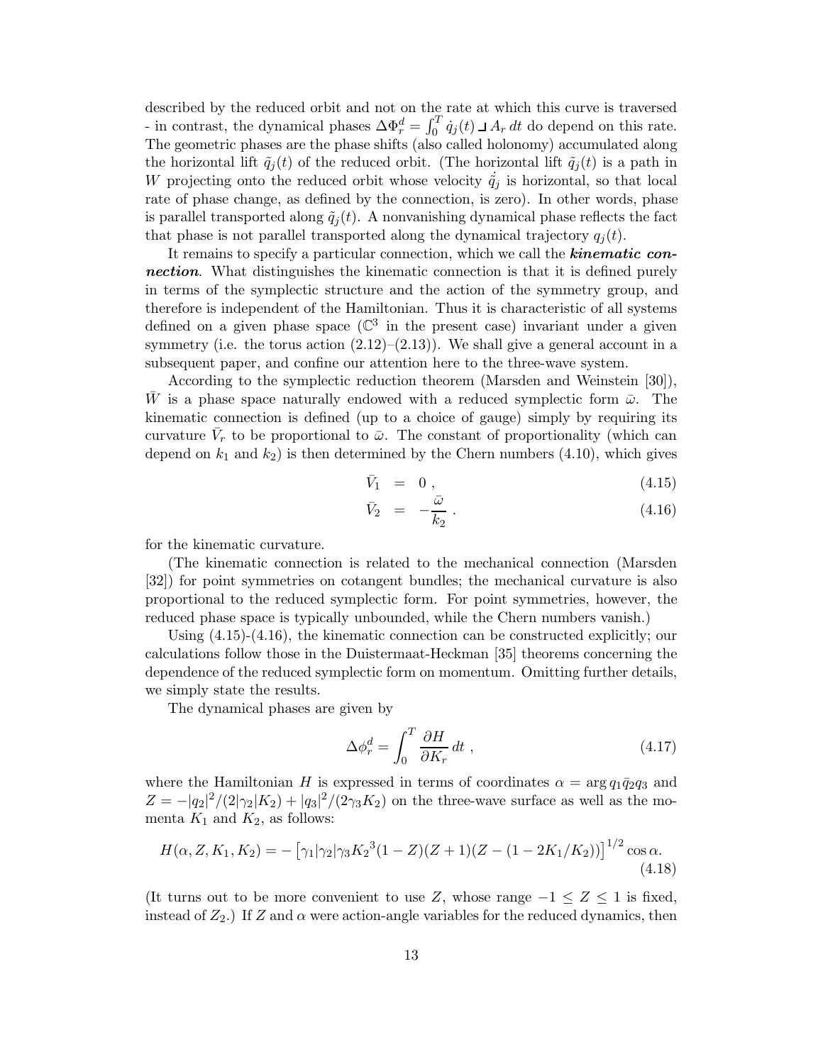described by the reduced orbit and not on the rate at which this curve is traversed - in contrast, the dynamical phases $\Delta\Phi_r^d = \int_0^T \dot{q}_j(t) \lrcorner A_r \, dt$ do depend on this rate. The geometric phases are the phase shifts (also called holonomy) accumulated along the horizontal lift $\tilde{q}_j(t)$ of the reduced orbit. (The horizontal lift $\tilde{q}_j(t)$ is a path in $W$ projecting onto the reduced orbit whose velocity $\dot{\tilde{q}}_j$ is horizontal, so that local rate of phase change, as defined by the connection, is zero). In other words, phase is parallel transported along $\tilde{q}_j(t)$. A nonvanishing dynamical phase reflects the fact that phase is not parallel transported along the dynamical trajectory $q_j(t)$.

It remains to specify a particular connection, which we call the ***kinematic connection***. What distinguishes the kinematic connection is that it is defined purely in terms of the symplectic structure and the action of the symmetry group, and therefore is independent of the Hamiltonian. Thus it is characteristic of all systems defined on a given phase space ($\mathbb{C}^3$ in the present case) invariant under a given symmetry (i.e. the torus action (2.12)–(2.13)). We shall give a general account in a subsequent paper, and confine our attention here to the three-wave system.

According to the symplectic reduction theorem (Marsden and Weinstein [30]), $\bar{W}$ is a phase space naturally endowed with a reduced symplectic form $\bar{\omega}$. The kinematic connection is defined (up to a choice of gauge) simply by requiring its curvature $\bar{V}_r$ to be proportional to $\bar{\omega}$. The constant of proportionality (which can depend on $k_1$ and $k_2$) is then determined by the Chern numbers (4.10), which gives

$$\bar{V}_1 = 0 \, , \tag{4.15}$$

$$\bar{V}_2 = -\frac{\bar{\omega}}{k_2} \, . \tag{4.16}$$

for the kinematic curvature.

(The kinematic connection is related to the mechanical connection (Marsden [32]) for point symmetries on cotangent bundles; the mechanical curvature is also proportional to the reduced symplectic form. For point symmetries, however, the reduced phase space is typically unbounded, while the Chern numbers vanish.)

Using (4.15)-(4.16), the kinematic connection can be constructed explicitly; our calculations follow those in the Duistermaat-Heckman [35] theorems concerning the dependence of the reduced symplectic form on momentum. Omitting further details, we simply state the results.

The dynamical phases are given by

$$\Delta\phi_r^d = \int_0^T \frac{\partial H}{\partial K_r} \, dt \, , \tag{4.17}$$

where the Hamiltonian $H$ is expressed in terms of coordinates $\alpha = \arg q_1 \bar{q}_2 q_3$ and $Z = -|q_2|^2/(2|\gamma_2|K_2) + |q_3|^2/(2\gamma_3 K_2)$ on the three-wave surface as well as the momenta $K_1$ and $K_2$, as follows:

$$H(\alpha, Z, K_1, K_2) = -\left[\gamma_1|\gamma_2|\gamma_3 {K_2}^3 (1-Z)(Z+1)(Z-(1-2K_1/K_2))\right]^{1/2} \cos\alpha. \tag{4.18}$$

(It turns out to be more convenient to use $Z$, whose range $-1 \leq Z \leq 1$ is fixed, instead of $Z_2$.) If $Z$ and $\alpha$ were action-angle variables for the reduced dynamics, then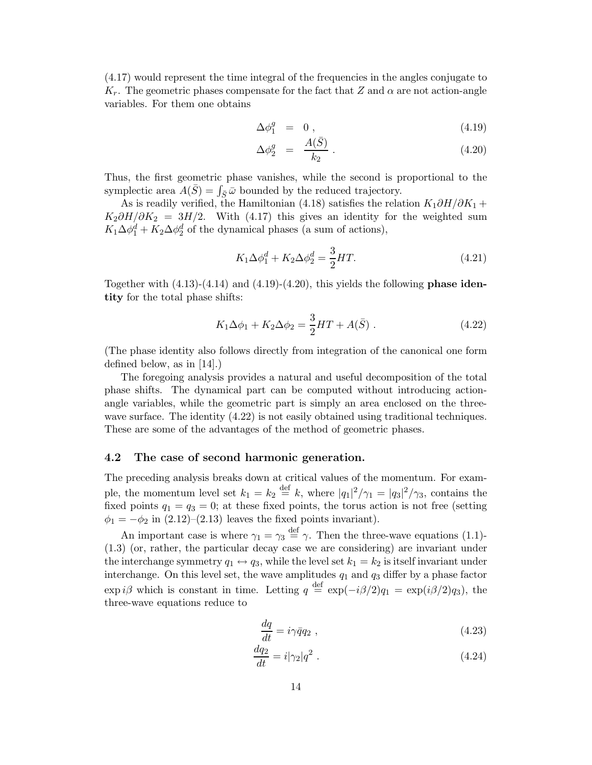(4.17) would represent the time integral of the frequencies in the angles conjugate to $K_r$. The geometric phases compensate for the fact that $Z$ and $\alpha$ are not action-angle variables. For them one obtains

$$\Delta\phi_1^g = 0 , \tag{4.19}$$

$$\Delta\phi_2^g = \frac{A(\bar{S})}{k_2} . \tag{4.20}$$

Thus, the first geometric phase vanishes, while the second is proportional to the symplectic area $A(\bar{S}) = \int_{\bar{S}} \bar{\omega}$ bounded by the reduced trajectory.

As is readily verified, the Hamiltonian (4.18) satisfies the relation $K_1 \partial H/\partial K_1 + K_2 \partial H/\partial K_2 = 3H/2$. With (4.17) this gives an identity for the weighted sum $K_1\Delta\phi_1^d + K_2\Delta\phi_2^d$ of the dynamical phases (a sum of actions),

$$K_1\Delta\phi_1^d + K_2\Delta\phi_2^d = \frac{3}{2}HT. \tag{4.21}$$

Together with (4.13)-(4.14) and (4.19)-(4.20), this yields the following **phase identity** for the total phase shifts:

$$K_1\Delta\phi_1 + K_2\Delta\phi_2 = \frac{3}{2}HT + A(\bar{S}) . \tag{4.22}$$

(The phase identity also follows directly from integration of the canonical one form defined below, as in [14].)

The foregoing analysis provides a natural and useful decomposition of the total phase shifts. The dynamical part can be computed without introducing action-angle variables, while the geometric part is simply an area enclosed on the three-wave surface. The identity (4.22) is not easily obtained using traditional techniques. These are some of the advantages of the method of geometric phases.

### 4.2 The case of second harmonic generation.

The preceding analysis breaks down at critical values of the momentum. For example, the momentum level set $k_1 = k_2 \stackrel{\text{def}}{=} k$, where $|q_1|^2/\gamma_1 = |q_3|^2/\gamma_3$, contains the fixed points $q_1 = q_3 = 0$; at these fixed points, the torus action is not free (setting $\phi_1 = -\phi_2$ in (2.12)–(2.13) leaves the fixed points invariant).

An important case is where $\gamma_1 = \gamma_3 \stackrel{\text{def}}{=} \gamma$. Then the three-wave equations (1.1)-(1.3) (or, rather, the particular decay case we are considering) are invariant under the interchange symmetry $q_1 \leftrightarrow q_3$, while the level set $k_1 = k_2$ is itself invariant under interchange. On this level set, the wave amplitudes $q_1$ and $q_3$ differ by a phase factor $\exp i\beta$ which is constant in time. Letting $q \stackrel{\text{def}}{=} \exp(-i\beta/2)q_1 = \exp(i\beta/2)q_3)$, the three-wave equations reduce to

$$\frac{dq}{dt} = i\gamma\bar{q}q_2 , \tag{4.23}$$

$$\frac{dq_2}{dt} = i|\gamma_2|q^2 . \tag{4.24}$$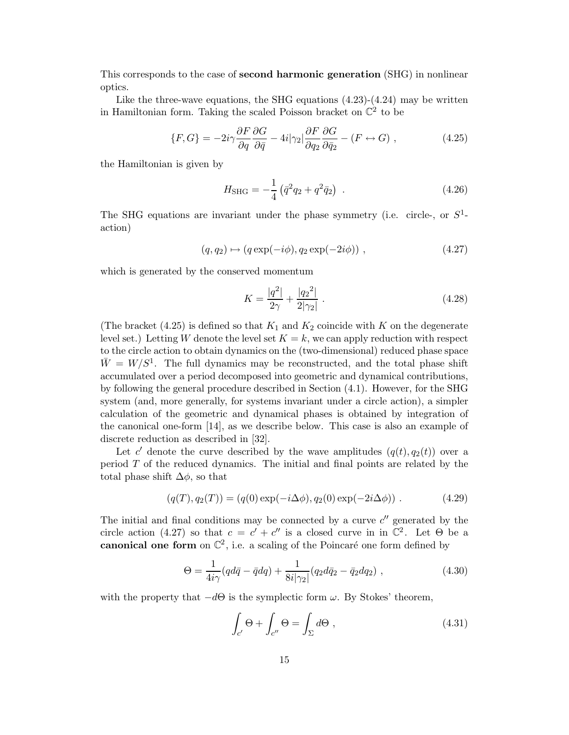This corresponds to the case of **second harmonic generation** (SHG) in nonlinear optics.

Like the three-wave equations, the SHG equations (4.23)-(4.24) may be written in Hamiltonian form. Taking the scaled Poisson bracket on $\mathbb{C}^2$ to be

$$\{F, G\} = -2i\gamma \frac{\partial F}{\partial q}\frac{\partial G}{\partial \bar{q}} - 4i|\gamma_2|\frac{\partial F}{\partial q_2}\frac{\partial G}{\partial \bar{q}_2} - (F \leftrightarrow G) \ , \tag{4.25}$$

the Hamiltonian is given by

$$H_{\text{SHG}} = -\frac{1}{4}\left(\bar{q}^2 q_2 + q^2 \bar{q}_2\right) \ . \tag{4.26}$$

The SHG equations are invariant under the phase symmetry (i.e. circle-, or $S^1$-action)

$$(q, q_2) \mapsto (q\exp(-i\phi), q_2 \exp(-2i\phi)) \ , \tag{4.27}$$

which is generated by the conserved momentum

$$K = \frac{|q^2|}{2\gamma} + \frac{|{q_2}^2|}{2|\gamma_2|} \ . \tag{4.28}$$

(The bracket (4.25) is defined so that $K_1$ and $K_2$ coincide with $K$ on the degenerate level set.) Letting $W$ denote the level set $K = k$, we can apply reduction with respect to the circle action to obtain dynamics on the (two-dimensional) reduced phase space $\bar{W} = W/S^1$. The full dynamics may be reconstructed, and the total phase shift accumulated over a period decomposed into geometric and dynamical contributions, by following the general procedure described in Section (4.1). However, for the SHG system (and, more generally, for systems invariant under a circle action), a simpler calculation of the geometric and dynamical phases is obtained by integration of the canonical one-form [14], as we describe below. This case is also an example of discrete reduction as described in [32].

Let $c'$ denote the curve described by the wave amplitudes $(q(t), q_2(t))$ over a period $T$ of the reduced dynamics. The initial and final points are related by the total phase shift $\Delta\phi$, so that

$$(q(T), q_2(T)) = (q(0)\exp(-i\Delta\phi), q_2(0)\exp(-2i\Delta\phi)) \ . \tag{4.29}$$

The initial and final conditions may be connected by a curve $c''$ generated by the circle action (4.27) so that $c = c' + c''$ is a closed curve in in $\mathbb{C}^2$. Let $\Theta$ be a **canonical one form** on $\mathbb{C}^2$, i.e. a scaling of the Poincaré one form defined by

$$\Theta = \frac{1}{4i\gamma}(q d\bar{q} - \bar{q} dq) + \frac{1}{8i|\gamma_2|}(q_2 d\bar{q}_2 - \bar{q}_2 dq_2) \ , \tag{4.30}$$

with the property that $-d\Theta$ is the symplectic form $\omega$. By Stokes' theorem,

$$\int_{c'} \Theta + \int_{c''} \Theta = \int_{\Sigma} d\Theta \ , \tag{4.31}$$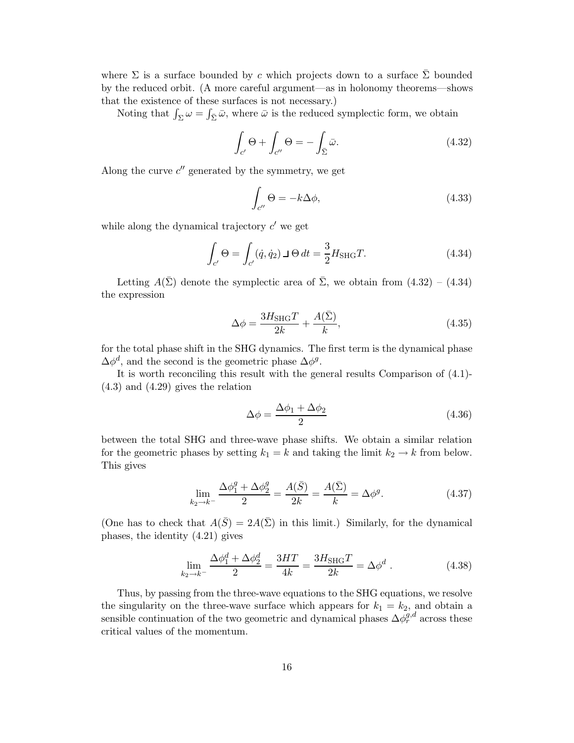where $\Sigma$ is a surface bounded by $c$ which projects down to a surface $\bar{\Sigma}$ bounded by the reduced orbit. (A more careful argument—as in holonomy theorems—shows that the existence of these surfaces is not necessary.)

Noting that $\int_\Sigma \omega = \int_{\bar{\Sigma}} \bar{\omega}$, where $\bar{\omega}$ is the reduced symplectic form, we obtain

$$\int_{c'} \Theta + \int_{c''} \Theta = -\int_{\bar{\Sigma}} \bar{\omega}. \tag{4.32}$$

Along the curve $c''$ generated by the symmetry, we get

$$\int_{c''} \Theta = -k\Delta\phi, \tag{4.33}$$

while along the dynamical trajectory $c'$ we get

$$\int_{c'} \Theta = \int_{c'} (\dot{q}, \dot{q}_2) \lrcorner\, \Theta \, dt = \frac{3}{2} H_{\mathrm{SHG}} T. \tag{4.34}$$

Letting $A(\bar{\Sigma})$ denote the symplectic area of $\bar{\Sigma}$, we obtain from (4.32) – (4.34) the expression

$$\Delta\phi = \frac{3 H_{\mathrm{SHG}} T}{2k} + \frac{A(\bar{\Sigma})}{k}, \tag{4.35}$$

for the total phase shift in the SHG dynamics. The first term is the dynamical phase $\Delta\phi^d$, and the second is the geometric phase $\Delta\phi^g$.

It is worth reconciling this result with the general results Comparison of (4.1)-(4.3) and (4.29) gives the relation

$$\Delta\phi = \frac{\Delta\phi_1 + \Delta\phi_2}{2} \tag{4.36}$$

between the total SHG and three-wave phase shifts. We obtain a similar relation for the geometric phases by setting $k_1 = k$ and taking the limit $k_2 \to k$ from below. This gives

$$\lim_{k_2 \to k^-} \frac{\Delta\phi_1^g + \Delta\phi_2^g}{2} = \frac{A(\bar{S})}{2k} = \frac{A(\bar{\Sigma})}{k} = \Delta\phi^g. \tag{4.37}$$

(One has to check that $A(\bar{S}) = 2A(\bar{\Sigma})$ in this limit.) Similarly, for the dynamical phases, the identity (4.21) gives

$$\lim_{k_2 \to k^-} \frac{\Delta\phi_1^d + \Delta\phi_2^d}{2} = \frac{3HT}{4k} = \frac{3 H_{\mathrm{SHG}} T}{2k} = \Delta\phi^d\,. \tag{4.38}$$

Thus, by passing from the three-wave equations to the SHG equations, we resolve the singularity on the three-wave surface which appears for $k_1 = k_2$, and obtain a sensible continuation of the two geometric and dynamical phases $\Delta\phi_r^{g,d}$ across these critical values of the momentum.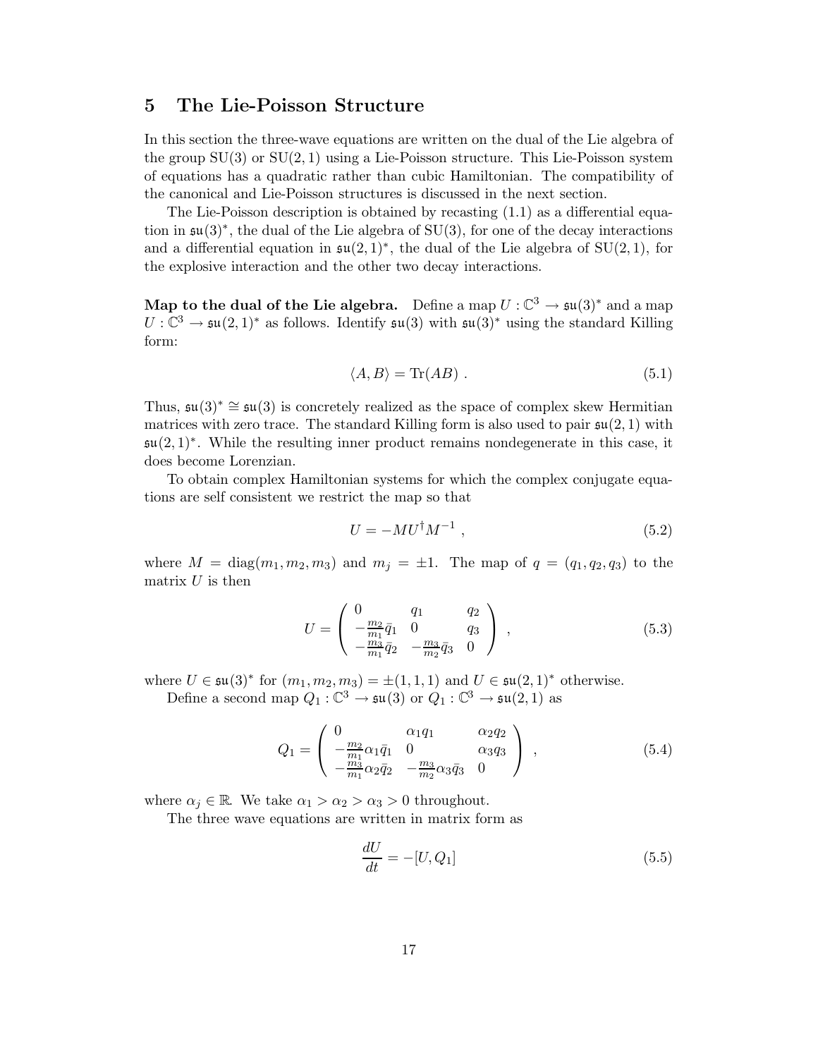## 5 The Lie-Poisson Structure

In this section the three-wave equations are written on the dual of the Lie algebra of the group $\mathrm{SU}(3)$ or $\mathrm{SU}(2,1)$ using a Lie-Poisson structure. This Lie-Poisson system of equations has a quadratic rather than cubic Hamiltonian. The compatibility of the canonical and Lie-Poisson structures is discussed in the next section.

The Lie-Poisson description is obtained by recasting (1.1) as a differential equation in $\mathfrak{su}(3)^*$, the dual of the Lie algebra of $\mathrm{SU}(3)$, for one of the decay interactions and a differential equation in $\mathfrak{su}(2,1)^*$, the dual of the Lie algebra of $\mathrm{SU}(2,1)$, for the explosive interaction and the other two decay interactions.

**Map to the dual of the Lie algebra.** Define a map $U : \mathbb{C}^3 \to \mathfrak{su}(3)^*$ and a map $U : \mathbb{C}^3 \to \mathfrak{su}(2,1)^*$ as follows. Identify $\mathfrak{su}(3)$ with $\mathfrak{su}(3)^*$ using the standard Killing form:

$$\langle A, B \rangle = \mathrm{Tr}(AB) \; . \tag{5.1}$$

Thus, $\mathfrak{su}(3)^* \cong \mathfrak{su}(3)$ is concretely realized as the space of complex skew Hermitian matrices with zero trace. The standard Killing form is also used to pair $\mathfrak{su}(2,1)$ with $\mathfrak{su}(2,1)^*$. While the resulting inner product remains nondegenerate in this case, it does become Lorenzian.

To obtain complex Hamiltonian systems for which the complex conjugate equations are self consistent we restrict the map so that

$$U = -MU^\dagger M^{-1} \; , \tag{5.2}$$

where $M = \mathrm{diag}(m_1, m_2, m_3)$ and $m_j = \pm 1$. The map of $q = (q_1, q_2, q_3)$ to the matrix $U$ is then

$$U = \begin{pmatrix} 0 & q_1 & q_2 \\ -\frac{m_2}{m_1}\bar{q}_1 & 0 & q_3 \\ -\frac{m_3}{m_1}\bar{q}_2 & -\frac{m_3}{m_2}\bar{q}_3 & 0 \end{pmatrix} \; , \tag{5.3}$$

where $U \in \mathfrak{su}(3)^*$ for $(m_1, m_2, m_3) = \pm(1,1,1)$ and $U \in \mathfrak{su}(2,1)^*$ otherwise.

Define a second map $Q_1 : \mathbb{C}^3 \to \mathfrak{su}(3)$ or $Q_1 : \mathbb{C}^3 \to \mathfrak{su}(2,1)$ as

$$Q_1 = \begin{pmatrix} 0 & \alpha_1 q_1 & \alpha_2 q_2 \\ -\frac{m_2}{m_1}\alpha_1\bar{q}_1 & 0 & \alpha_3 q_3 \\ -\frac{m_3}{m_1}\alpha_2\bar{q}_2 & -\frac{m_3}{m_2}\alpha_3\bar{q}_3 & 0 \end{pmatrix} \; , \tag{5.4}$$

where $\alpha_j \in \mathbb{R}$. We take $\alpha_1 > \alpha_2 > \alpha_3 > 0$ throughout.

The three wave equations are written in matrix form as

$$\frac{dU}{dt} = -[U, Q_1] \tag{5.5}$$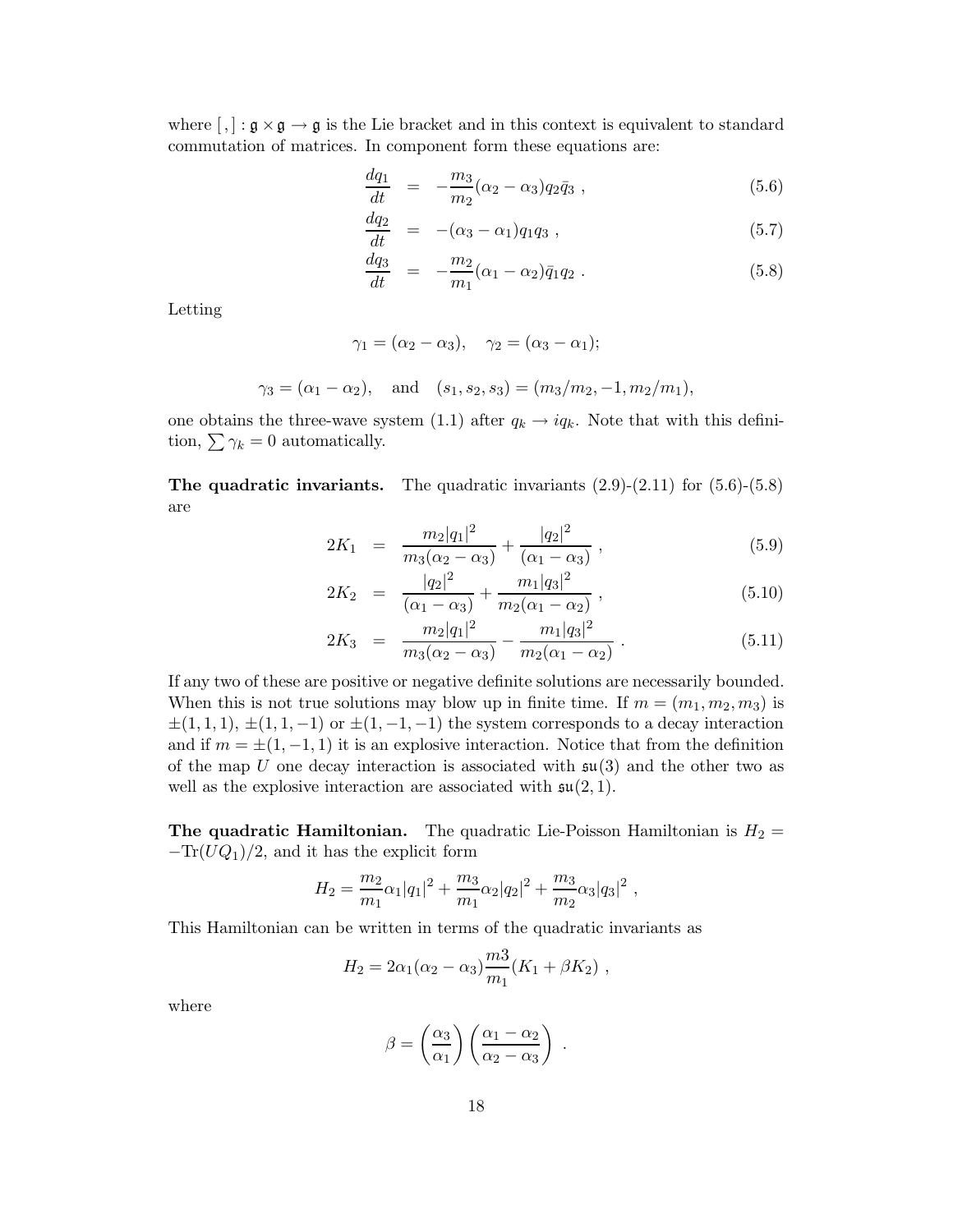where $[\,,]: \mathfrak{g} \times \mathfrak{g} \to \mathfrak{g}$ is the Lie bracket and in this context is equivalent to standard commutation of matrices. In component form these equations are:

$$
\begin{aligned}
\frac{dq_1}{dt} &= -\frac{m_3}{m_2}(\alpha_2 - \alpha_3) q_2 \bar{q}_3 \ , \qquad (5.6)\\
\frac{dq_2}{dt} &= -(\alpha_3 - \alpha_1) q_1 q_3 \ , \qquad (5.7)\\
\frac{dq_3}{dt} &= -\frac{m_2}{m_1}(\alpha_1 - \alpha_2) \bar{q}_1 q_2 \ . \qquad (5.8)
\end{aligned}
$$

Letting

$$
\gamma_1 = (\alpha_2 - \alpha_3), \quad \gamma_2 = (\alpha_3 - \alpha_1);
$$

$$
\gamma_3 = (\alpha_1 - \alpha_2), \quad \text{and} \quad (s_1, s_2, s_3) = (m_3/m_2, -1, m_2/m_1),
$$

one obtains the three-wave system (1.1) after $q_k \to i q_k$. Note that with this definition, $\sum \gamma_k = 0$ automatically.

**The quadratic invariants.** The quadratic invariants (2.9)-(2.11) for (5.6)-(5.8) are

$$
\begin{aligned}
2K_1 &= \frac{m_2 |q_1|^2}{m_3(\alpha_2 - \alpha_3)} + \frac{|q_2|^2}{(\alpha_1 - \alpha_3)} \ , \qquad (5.9)\\
2K_2 &= \frac{|q_2|^2}{(\alpha_1 - \alpha_3)} + \frac{m_1 |q_3|^2}{m_2(\alpha_1 - \alpha_2)} \ , \qquad (5.10)\\
2K_3 &= \frac{m_2 |q_1|^2}{m_3(\alpha_2 - \alpha_3)} - \frac{m_1 |q_3|^2}{m_2(\alpha_1 - \alpha_2)} \ . \qquad (5.11)
\end{aligned}
$$

If any two of these are positive or negative definite solutions are necessarily bounded. When this is not true solutions may blow up in finite time. If $m = (m_1, m_2, m_3)$ is $\pm(1,1,1)$, $\pm(1,1,-1)$ or $\pm(1,-1,-1)$ the system corresponds to a decay interaction and if $m = \pm(1,-1,1)$ it is an explosive interaction. Notice that from the definition of the map $U$ one decay interaction is associated with $\mathfrak{su}(3)$ and the other two as well as the explosive interaction are associated with $\mathfrak{su}(2,1)$.

**The quadratic Hamiltonian.** The quadratic Lie-Poisson Hamiltonian is $H_2 = -\text{Tr}(UQ_1)/2$, and it has the explicit form

$$
H_2 = \frac{m_2}{m_1}\alpha_1 |q_1|^2 + \frac{m_3}{m_1}\alpha_2 |q_2|^2 + \frac{m_3}{m_2}\alpha_3 |q_3|^2 \ ,
$$

This Hamiltonian can be written in terms of the quadratic invariants as

$$
H_2 = 2\alpha_1(\alpha_2 - \alpha_3)\frac{m3}{m_1}(K_1 + \beta K_2) \ ,
$$

where

$$
\beta = \left(\frac{\alpha_3}{\alpha_1}\right)\left(\frac{\alpha_1 - \alpha_2}{\alpha_2 - \alpha_3}\right) \ .
$$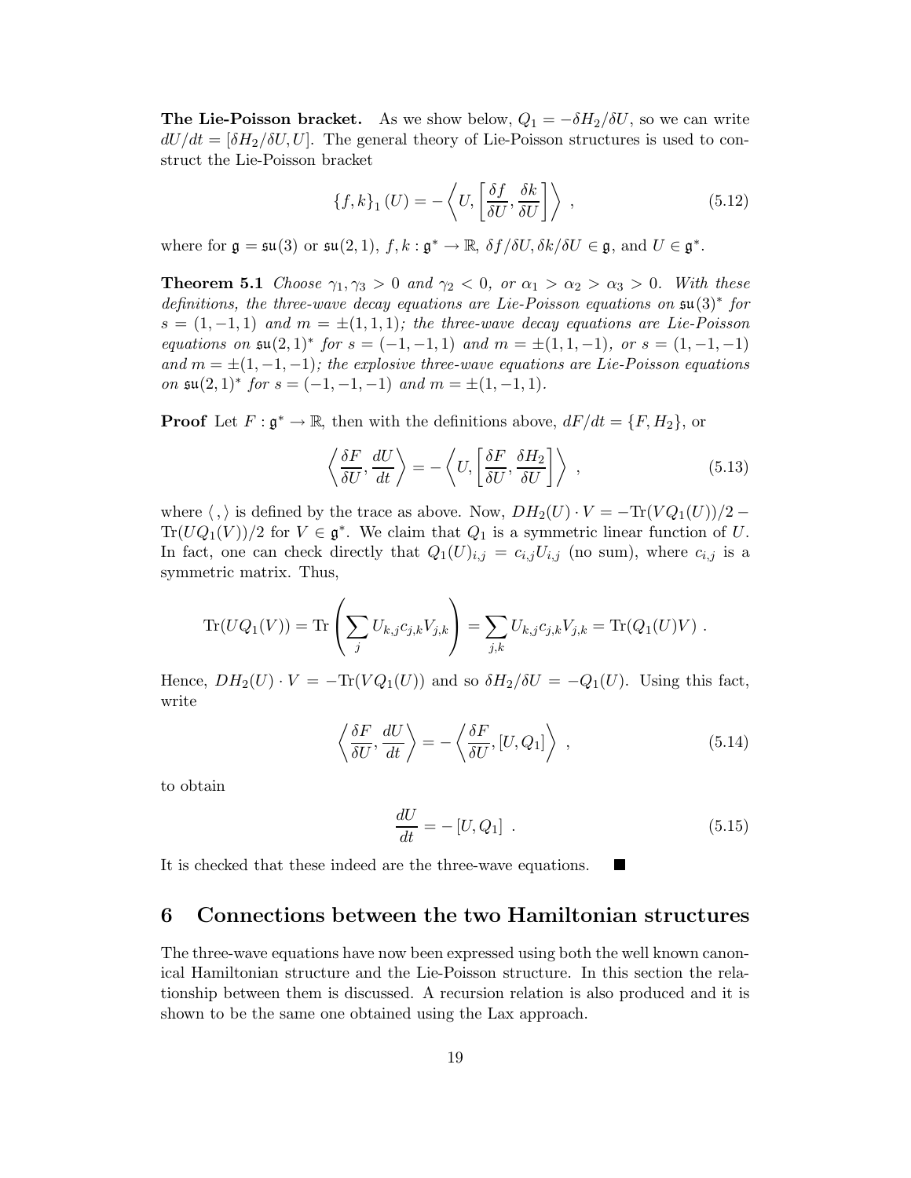**The Lie-Poisson bracket.** As we show below, $Q_1 = -\delta H_2/\delta U$, so we can write $dU/dt = [\delta H_2/\delta U, U]$. The general theory of Lie-Poisson structures is used to construct the Lie-Poisson bracket

$$\{f, k\}_1 (U) = -\left\langle U, \left[\frac{\delta f}{\delta U}, \frac{\delta k}{\delta U}\right]\right\rangle \ , \tag{5.12}$$

where for $\mathfrak{g} = \mathfrak{su}(3)$ or $\mathfrak{su}(2,1)$, $f, k : \mathfrak{g}^* \to \mathbb{R}$, $\delta f/\delta U, \delta k/\delta U \in \mathfrak{g}$, and $U \in \mathfrak{g}^*$.

**Theorem 5.1** *Choose $\gamma_1, \gamma_3 > 0$ and $\gamma_2 < 0$, or $\alpha_1 > \alpha_2 > \alpha_3 > 0$. With these definitions, the three-wave decay equations are Lie-Poisson equations on $\mathfrak{su}(3)^*$ for $s = (1, -1, 1)$ and $m = \pm(1, 1, 1)$; the three-wave decay equations are Lie-Poisson equations on $\mathfrak{su}(2,1)^*$ for $s = (-1, -1, 1)$ and $m = \pm(1, 1, -1)$, or $s = (1, -1, -1)$ and $m = \pm(1, -1, -1)$; the explosive three-wave equations are Lie-Poisson equations on $\mathfrak{su}(2,1)^*$ for $s = (-1, -1, -1)$ and $m = \pm(1, -1, 1)$.*

**Proof** Let $F : \mathfrak{g}^* \to \mathbb{R}$, then with the definitions above, $dF/dt = \{F, H_2\}$, or

$$\left\langle \frac{\delta F}{\delta U}, \frac{dU}{dt} \right\rangle = -\left\langle U, \left[\frac{\delta F}{\delta U}, \frac{\delta H_2}{\delta U}\right]\right\rangle \ , \tag{5.13}$$

where $\langle \, , \rangle$ is defined by the trace as above. Now, $DH_2(U) \cdot V = -\mathrm{Tr}(VQ_1(U))/2 - \mathrm{Tr}(UQ_1(V))/2$ for $V \in \mathfrak{g}^*$. We claim that $Q_1$ is a symmetric linear function of $U$. In fact, one can check directly that $Q_1(U)_{i,j} = c_{i,j}U_{i,j}$ (no sum), where $c_{i,j}$ is a symmetric matrix. Thus,

$$\mathrm{Tr}(UQ_1(V)) = \mathrm{Tr}\left(\sum_j U_{k,j} c_{j,k} V_{j,k}\right) = \sum_{j,k} U_{k,j} c_{j,k} V_{j,k} = \mathrm{Tr}(Q_1(U)V) \ .$$

Hence, $DH_2(U) \cdot V = -\mathrm{Tr}(VQ_1(U))$ and so $\delta H_2/\delta U = -Q_1(U)$. Using this fact, write

$$\left\langle \frac{\delta F}{\delta U}, \frac{dU}{dt} \right\rangle = -\left\langle \frac{\delta F}{\delta U}, [U, Q_1] \right\rangle \ , \tag{5.14}$$

to obtain

$$\frac{dU}{dt} = -[U, Q_1] \ . \tag{5.15}$$

It is checked that these indeed are the three-wave equations. ■

## 6 Connections between the two Hamiltonian structures

The three-wave equations have now been expressed using both the well known canonical Hamiltonian structure and the Lie-Poisson structure. In this section the relationship between them is discussed. A recursion relation is also produced and it is shown to be the same one obtained using the Lax approach.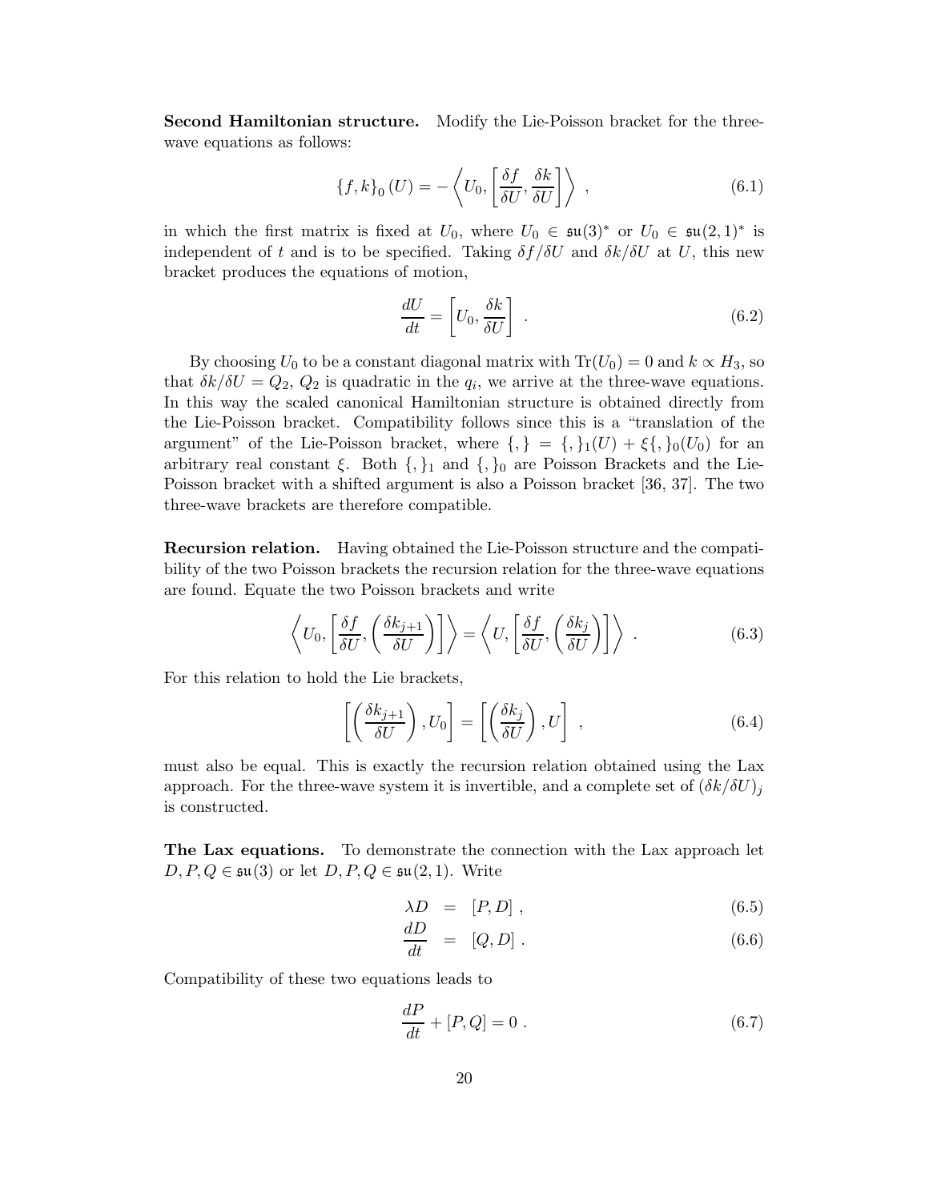**Second Hamiltonian structure.** Modify the Lie-Poisson bracket for the three-wave equations as follows:

$$\{f, k\}_0 (U) = -\left\langle U_0, \left[\frac{\delta f}{\delta U}, \frac{\delta k}{\delta U}\right]\right\rangle \ , \tag{6.1}$$

in which the first matrix is fixed at $U_0$, where $U_0 \in \mathfrak{su}(3)^*$ or $U_0 \in \mathfrak{su}(2,1)^*$ is independent of $t$ and is to be specified. Taking $\delta f/\delta U$ and $\delta k/\delta U$ at $U$, this new bracket produces the equations of motion,

$$\frac{dU}{dt} = \left[U_0, \frac{\delta k}{\delta U}\right] \ . \tag{6.2}$$

By choosing $U_0$ to be a constant diagonal matrix with $\mathrm{Tr}(U_0) = 0$ and $k \propto H_3$, so that $\delta k/\delta U = Q_2$, $Q_2$ is quadratic in the $q_i$, we arrive at the three-wave equations. In this way the scaled canonical Hamiltonian structure is obtained directly from the Lie-Poisson bracket. Compatibility follows since this is a "translation of the argument" of the Lie-Poisson bracket, where $\{,\} = \{,\}_1(U) + \xi\{,\}_0(U_0)$ for an arbitrary real constant $\xi$. Both $\{,\}_1$ and $\{,\}_0$ are Poisson Brackets and the Lie-Poisson bracket with a shifted argument is also a Poisson bracket [36, 37]. The two three-wave brackets are therefore compatible.

**Recursion relation.** Having obtained the Lie-Poisson structure and the compatibility of the two Poisson brackets the recursion relation for the three-wave equations are found. Equate the two Poisson brackets and write

$$\left\langle U_0, \left[\frac{\delta f}{\delta U}, \left(\frac{\delta k_{j+1}}{\delta U}\right)\right]\right\rangle = \left\langle U, \left[\frac{\delta f}{\delta U}, \left(\frac{\delta k_j}{\delta U}\right)\right]\right\rangle \ . \tag{6.3}$$

For this relation to hold the Lie brackets,

$$\left[\left(\frac{\delta k_{j+1}}{\delta U}\right), U_0\right] = \left[\left(\frac{\delta k_j}{\delta U}\right), U\right] \ , \tag{6.4}$$

must also be equal. This is exactly the recursion relation obtained using the Lax approach. For the three-wave system it is invertible, and a complete set of $(\delta k/\delta U)_j$ is constructed.

**The Lax equations.** To demonstrate the connection with the Lax approach let $D, P, Q \in \mathfrak{su}(3)$ or let $D, P, Q \in \mathfrak{su}(2,1)$. Write

$$\lambda D = [P, D] \ , \tag{6.5}$$

$$\frac{dD}{dt} = [Q, D] \ . \tag{6.6}$$

Compatibility of these two equations leads to

$$\frac{dP}{dt} + [P, Q] = 0 \ . \tag{6.7}$$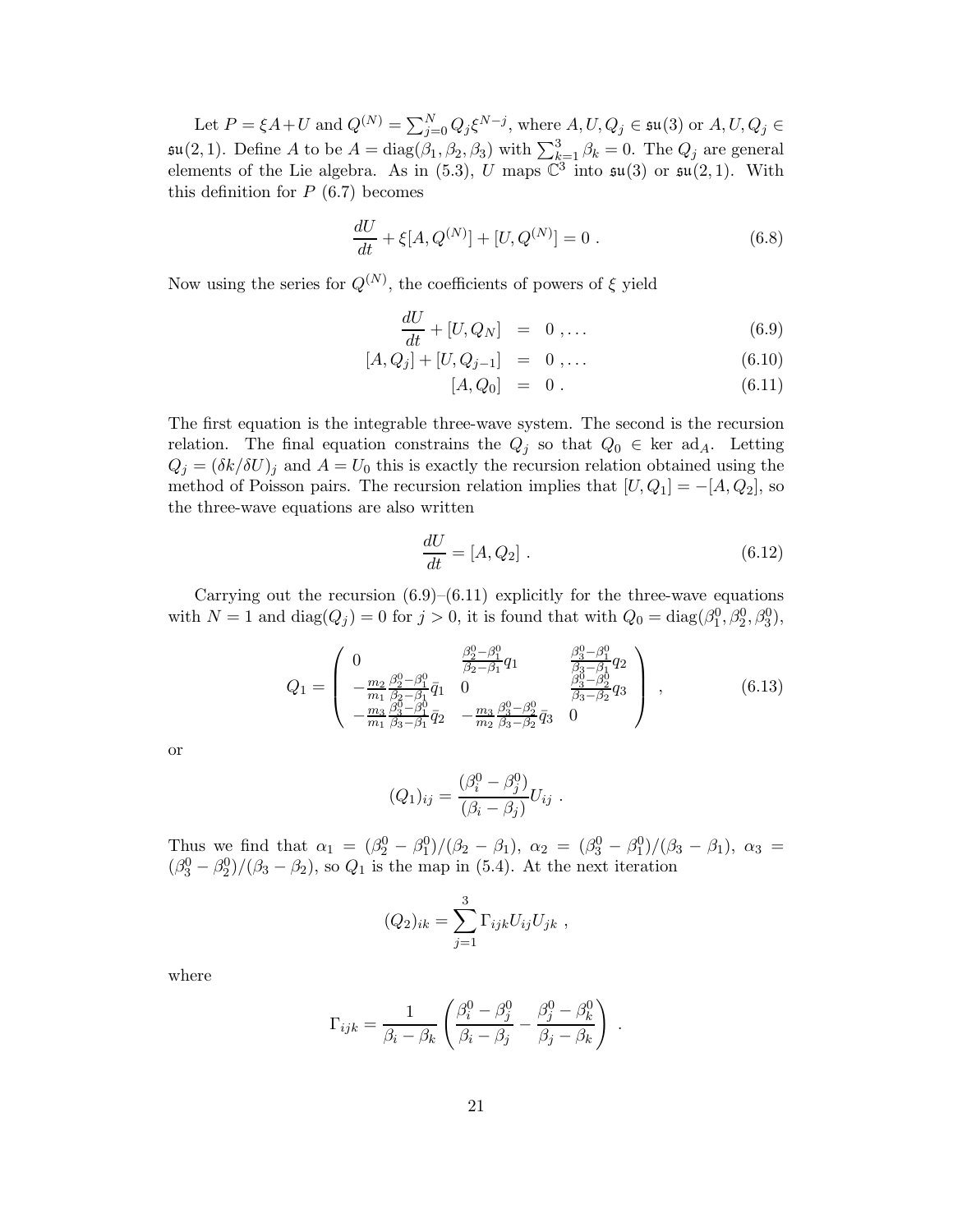Let $P = \xi A + U$ and $Q^{(N)} = \sum_{j=0}^{N} Q_j \xi^{N-j}$, where $A, U, Q_j \in \mathfrak{su}(3)$ or $A, U, Q_j \in \mathfrak{su}(2,1)$. Define $A$ to be $A = \mathrm{diag}(\beta_1, \beta_2, \beta_3)$ with $\sum_{k=1}^{3} \beta_k = 0$. The $Q_j$ are general elements of the Lie algebra. As in (5.3), $U$ maps $\mathbb{C}^3$ into $\mathfrak{su}(3)$ or $\mathfrak{su}(2,1)$. With this definition for $P$ (6.7) becomes

$$\frac{dU}{dt} + \xi [A, Q^{(N)}] + [U, Q^{(N)}] = 0 \; . \tag{6.8}$$

Now using the series for $Q^{(N)}$, the coefficients of powers of $\xi$ yield

$$\frac{dU}{dt} + [U, Q_N] \;\; = \;\; 0 \; , \ldots \tag{6.9}$$

$$[A, Q_j] + [U, Q_{j-1}] \;\; = \;\; 0 \; , \ldots \tag{6.10}$$

$$[A, Q_0] \;\; = \;\; 0 \; . \tag{6.11}$$

The first equation is the integrable three-wave system. The second is the recursion relation. The final equation constrains the $Q_j$ so that $Q_0 \in \ker \mathrm{ad}_A$. Letting $Q_j = (\delta k / \delta U)_j$ and $A = U_0$ this is exactly the recursion relation obtained using the method of Poisson pairs. The recursion relation implies that $[U, Q_1] = -[A, Q_2]$, so the three-wave equations are also written

$$\frac{dU}{dt} = [A, Q_2] \; . \tag{6.12}$$

Carrying out the recursion (6.9)–(6.11) explicitly for the three-wave equations with $N = 1$ and $\mathrm{diag}(Q_j) = 0$ for $j > 0$, it is found that with $Q_0 = \mathrm{diag}(\beta_1^0, \beta_2^0, \beta_3^0)$,

$$Q_1 = \begin{pmatrix} 0 & \frac{\beta_2^0 - \beta_1^0}{\beta_2 - \beta_1} q_1 & \frac{\beta_3^0 - \beta_1^0}{\beta_3 - \beta_1} q_2 \\ -\frac{m_2}{m_1} \frac{\beta_2^0 - \beta_1^0}{\beta_2 - \beta_1} \bar{q}_1 & 0 & \frac{\beta_3^0 - \beta_2^0}{\beta_3 - \beta_2} q_3 \\ -\frac{m_3}{m_1} \frac{\beta_3^0 - \beta_1^0}{\beta_3 - \beta_1} \bar{q}_2 & -\frac{m_3}{m_2} \frac{\beta_3^0 - \beta_2^0}{\beta_3 - \beta_2} \bar{q}_3 & 0 \end{pmatrix} \; , \tag{6.13}$$

or

$$(Q_1)_{ij} = \frac{(\beta_i^0 - \beta_j^0)}{(\beta_i - \beta_j)} U_{ij} \; .$$

Thus we find that $\alpha_1 = (\beta_2^0 - \beta_1^0)/(\beta_2 - \beta_1)$, $\alpha_2 = (\beta_3^0 - \beta_1^0)/(\beta_3 - \beta_1)$, $\alpha_3 = (\beta_3^0 - \beta_2^0)/(\beta_3 - \beta_2)$, so $Q_1$ is the map in (5.4). At the next iteration

$$(Q_2)_{ik} = \sum_{j=1}^{3} \Gamma_{ijk} U_{ij} U_{jk} \; ,$$

where

$$\Gamma_{ijk} = \frac{1}{\beta_i - \beta_k} \left( \frac{\beta_i^0 - \beta_j^0}{\beta_i - \beta_j} - \frac{\beta_j^0 - \beta_k^0}{\beta_j - \beta_k} \right) \; .$$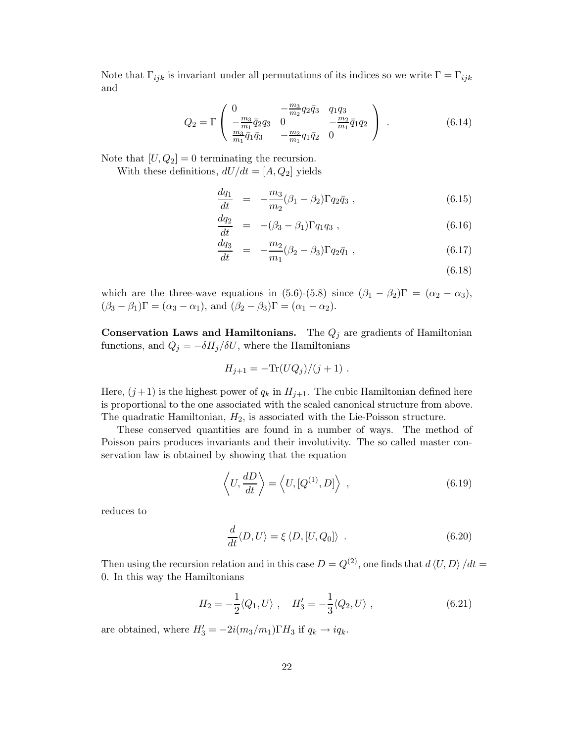Note that $\Gamma_{ijk}$ is invariant under all permutations of its indices so we write $\Gamma = \Gamma_{ijk}$ and

$$
Q_2 = \Gamma \left( \begin{array}{lll} 0 & -\frac{m_3}{m_2} q_2 \bar{q}_3 & q_1 q_3 \\ -\frac{m_3}{m_1} \bar{q}_2 q_3 & 0 & -\frac{m_2}{m_1} \bar{q}_1 q_2 \\ \frac{m_3}{m_1} \bar{q}_1 \bar{q}_3 & -\frac{m_2}{m_1} q_1 \bar{q}_2 & 0 \end{array} \right) . \tag{6.14}
$$

Note that $[U, Q_2] = 0$ terminating the recursion.

With these definitions, $dU/dt = [A, Q_2]$ yields

$$
\begin{aligned}
\frac{dq_1}{dt} &= -\frac{m_3}{m_2}(\beta_1 - \beta_2)\Gamma q_2 \bar{q}_3 \ , && (6.15)\\
\frac{dq_2}{dt} &= -(\beta_3 - \beta_1)\Gamma q_1 q_3 \ , && (6.16)\\
\frac{dq_3}{dt} &= -\frac{m_2}{m_1}(\beta_2 - \beta_3)\Gamma q_2 \bar{q}_1 \ , && (6.17)\\
& && (6.18)
\end{aligned}
$$

which are the three-wave equations in (5.6)-(5.8) since $(\beta_1 - \beta_2)\Gamma = (\alpha_2 - \alpha_3)$, $(\beta_3 - \beta_1)\Gamma = (\alpha_3 - \alpha_1)$, and $(\beta_2 - \beta_3)\Gamma = (\alpha_1 - \alpha_2)$.

**Conservation Laws and Hamiltonians.** The $Q_j$ are gradients of Hamiltonian functions, and $Q_j = -\delta H_j / \delta U$, where the Hamiltonians

$$
H_{j+1} = -\mathrm{Tr}(U Q_j)/(j+1) \ .
$$

Here, $(j+1)$ is the highest power of $q_k$ in $H_{j+1}$. The cubic Hamiltonian defined here is proportional to the one associated with the scaled canonical structure from above. The quadratic Hamiltonian, $H_2$, is associated with the Lie-Poisson structure.

These conserved quantities are found in a number of ways. The method of Poisson pairs produces invariants and their involutivity. The so called master conservation law is obtained by showing that the equation

$$
\left\langle U, \frac{dD}{dt} \right\rangle = \left\langle U, [Q^{(1)}, D] \right\rangle \ , \tag{6.19}
$$

reduces to

$$
\frac{d}{dt}\langle D, U \rangle = \xi \left\langle D, [U, Q_0] \right\rangle \ . \tag{6.20}
$$

Then using the recursion relation and in this case $D = Q^{(2)}$, one finds that $d\langle U, D\rangle/dt = 0$. In this way the Hamiltonians

$$
H_2 = -\frac{1}{2}\langle Q_1, U \rangle \ , \quad H_3' = -\frac{1}{3}\langle Q_2, U \rangle \ , \tag{6.21}
$$

are obtained, where $H_3' = -2i(m_3/m_1)\Gamma H_3$ if $q_k \to i q_k$.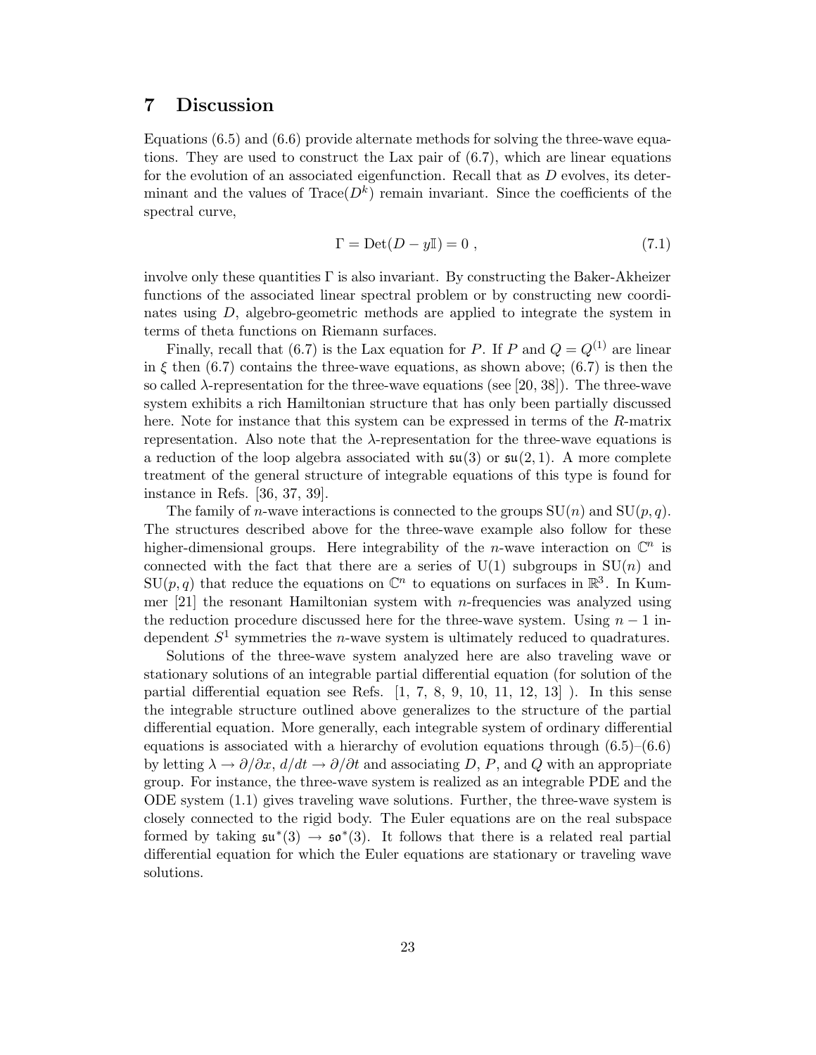# 7 Discussion

Equations (6.5) and (6.6) provide alternate methods for solving the three-wave equations. They are used to construct the Lax pair of (6.7), which are linear equations for the evolution of an associated eigenfunction. Recall that as $D$ evolves, its determinant and the values of $\mathrm{Trace}(D^k)$ remain invariant. Since the coefficients of the spectral curve,

$$\Gamma = \mathrm{Det}(D - y\mathbb{I}) = 0 \ , \tag{7.1}$$

involve only these quantities $\Gamma$ is also invariant. By constructing the Baker-Akheizer functions of the associated linear spectral problem or by constructing new coordinates using $D$, algebro-geometric methods are applied to integrate the system in terms of theta functions on Riemann surfaces.

Finally, recall that (6.7) is the Lax equation for $P$. If $P$ and $Q = Q^{(1)}$ are linear in $\xi$ then (6.7) contains the three-wave equations, as shown above; (6.7) is then the so called $\lambda$-representation for the three-wave equations (see [20, 38]). The three-wave system exhibits a rich Hamiltonian structure that has only been partially discussed here. Note for instance that this system can be expressed in terms of the $R$-matrix representation. Also note that the $\lambda$-representation for the three-wave equations is a reduction of the loop algebra associated with $\mathfrak{su}(3)$ or $\mathfrak{su}(2,1)$. A more complete treatment of the general structure of integrable equations of this type is found for instance in Refs. [36, 37, 39].

The family of $n$-wave interactions is connected to the groups $\mathrm{SU}(n)$ and $\mathrm{SU}(p,q)$. The structures described above for the three-wave example also follow for these higher-dimensional groups. Here integrability of the $n$-wave interaction on $\mathbb{C}^n$ is connected with the fact that there are a series of $\mathrm{U}(1)$ subgroups in $\mathrm{SU}(n)$ and $\mathrm{SU}(p,q)$ that reduce the equations on $\mathbb{C}^n$ to equations on surfaces in $\mathbb{R}^3$. In Kummer [21] the resonant Hamiltonian system with $n$-frequencies was analyzed using the reduction procedure discussed here for the three-wave system. Using $n-1$ independent $S^1$ symmetries the $n$-wave system is ultimately reduced to quadratures.

Solutions of the three-wave system analyzed here are also traveling wave or stationary solutions of an integrable partial differential equation (for solution of the partial differential equation see Refs. [1, 7, 8, 9, 10, 11, 12, 13] ). In this sense the integrable structure outlined above generalizes to the structure of the partial differential equation. More generally, each integrable system of ordinary differential equations is associated with a hierarchy of evolution equations through (6.5)–(6.6) by letting $\lambda \to \partial/\partial x$, $d/dt \to \partial/\partial t$ and associating $D$, $P$, and $Q$ with an appropriate group. For instance, the three-wave system is realized as an integrable PDE and the ODE system (1.1) gives traveling wave solutions. Further, the three-wave system is closely connected to the rigid body. The Euler equations are on the real subspace formed by taking $\mathfrak{su}^*(3) \to \mathfrak{so}^*(3)$. It follows that there is a related real partial differential equation for which the Euler equations are stationary or traveling wave solutions.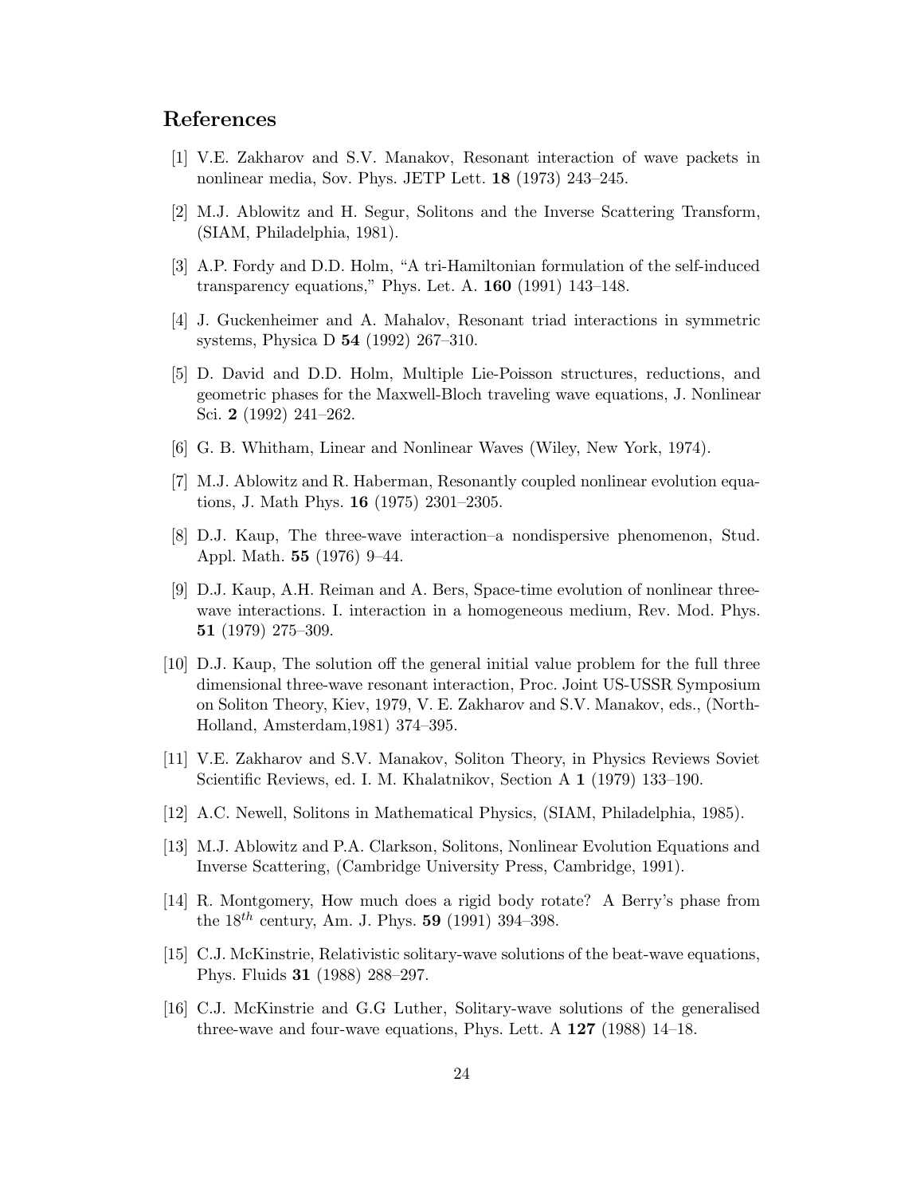## References

[1] V.E. Zakharov and S.V. Manakov, Resonant interaction of wave packets in nonlinear media, Sov. Phys. JETP Lett. **18** (1973) 243–245.

[2] M.J. Ablowitz and H. Segur, Solitons and the Inverse Scattering Transform, (SIAM, Philadelphia, 1981).

[3] A.P. Fordy and D.D. Holm, "A tri-Hamiltonian formulation of the self-induced transparency equations," Phys. Let. A. **160** (1991) 143–148.

[4] J. Guckenheimer and A. Mahalov, Resonant triad interactions in symmetric systems, Physica D **54** (1992) 267–310.

[5] D. David and D.D. Holm, Multiple Lie-Poisson structures, reductions, and geometric phases for the Maxwell-Bloch traveling wave equations, J. Nonlinear Sci. **2** (1992) 241–262.

[6] G. B. Whitham, Linear and Nonlinear Waves (Wiley, New York, 1974).

[7] M.J. Ablowitz and R. Haberman, Resonantly coupled nonlinear evolution equations, J. Math Phys. **16** (1975) 2301–2305.

[8] D.J. Kaup, The three-wave interaction–a nondispersive phenomenon, Stud. Appl. Math. **55** (1976) 9–44.

[9] D.J. Kaup, A.H. Reiman and A. Bers, Space-time evolution of nonlinear three-wave interactions. I. interaction in a homogeneous medium, Rev. Mod. Phys. **51** (1979) 275–309.

[10] D.J. Kaup, The solution off the general initial value problem for the full three dimensional three-wave resonant interaction, Proc. Joint US-USSR Symposium on Soliton Theory, Kiev, 1979, V. E. Zakharov and S.V. Manakov, eds., (North-Holland, Amsterdam,1981) 374–395.

[11] V.E. Zakharov and S.V. Manakov, Soliton Theory, in Physics Reviews Soviet Scientific Reviews, ed. I. M. Khalatnikov, Section A **1** (1979) 133–190.

[12] A.C. Newell, Solitons in Mathematical Physics, (SIAM, Philadelphia, 1985).

[13] M.J. Ablowitz and P.A. Clarkson, Solitons, Nonlinear Evolution Equations and Inverse Scattering, (Cambridge University Press, Cambridge, 1991).

[14] R. Montgomery, How much does a rigid body rotate? A Berry's phase from the $18^{th}$ century, Am. J. Phys. **59** (1991) 394–398.

[15] C.J. McKinstrie, Relativistic solitary-wave solutions of the beat-wave equations, Phys. Fluids **31** (1988) 288–297.

[16] C.J. McKinstrie and G.G Luther, Solitary-wave solutions of the generalised three-wave and four-wave equations, Phys. Lett. A **127** (1988) 14–18.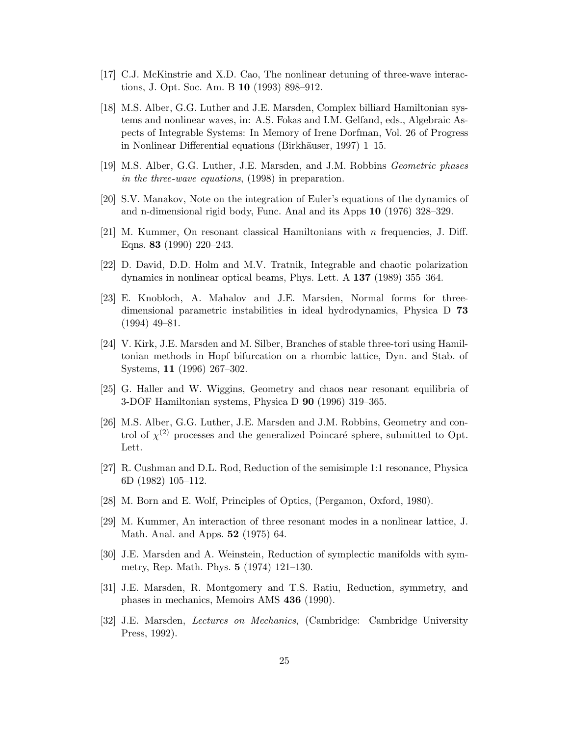[17] C.J. McKinstrie and X.D. Cao, The nonlinear detuning of three-wave interactions, J. Opt. Soc. Am. B **10** (1993) 898–912.

[18] M.S. Alber, G.G. Luther and J.E. Marsden, Complex billiard Hamiltonian systems and nonlinear waves, in: A.S. Fokas and I.M. Gelfand, eds., Algebraic Aspects of Integrable Systems: In Memory of Irene Dorfman, Vol. 26 of Progress in Nonlinear Differential equations (Birkhäuser, 1997) 1–15.

[19] M.S. Alber, G.G. Luther, J.E. Marsden, and J.M. Robbins *Geometric phases in the three-wave equations*, (1998) in preparation.

[20] S.V. Manakov, Note on the integration of Euler's equations of the dynamics of and n-dimensional rigid body, Func. Anal and its Apps **10** (1976) 328–329.

[21] M. Kummer, On resonant classical Hamiltonians with $n$ frequencies, J. Diff. Eqns. **83** (1990) 220–243.

[22] D. David, D.D. Holm and M.V. Tratnik, Integrable and chaotic polarization dynamics in nonlinear optical beams, Phys. Lett. A **137** (1989) 355–364.

[23] E. Knobloch, A. Mahalov and J.E. Marsden, Normal forms for three-dimensional parametric instabilities in ideal hydrodynamics, Physica D **73** (1994) 49–81.

[24] V. Kirk, J.E. Marsden and M. Silber, Branches of stable three-tori using Hamiltonian methods in Hopf bifurcation on a rhombic lattice, Dyn. and Stab. of Systems, **11** (1996) 267–302.

[25] G. Haller and W. Wiggins, Geometry and chaos near resonant equilibria of 3-DOF Hamiltonian systems, Physica D **90** (1996) 319–365.

[26] M.S. Alber, G.G. Luther, J.E. Marsden and J.M. Robbins, Geometry and control of $\chi^{(2)}$ processes and the generalized Poincaré sphere, submitted to Opt. Lett.

[27] R. Cushman and D.L. Rod, Reduction of the semisimple 1:1 resonance, Physica 6D (1982) 105–112.

[28] M. Born and E. Wolf, Principles of Optics, (Pergamon, Oxford, 1980).

[29] M. Kummer, An interaction of three resonant modes in a nonlinear lattice, J. Math. Anal. and Apps. **52** (1975) 64.

[30] J.E. Marsden and A. Weinstein, Reduction of symplectic manifolds with symmetry, Rep. Math. Phys. **5** (1974) 121–130.

[31] J.E. Marsden, R. Montgomery and T.S. Ratiu, Reduction, symmetry, and phases in mechanics, Memoirs AMS **436** (1990).

[32] J.E. Marsden, *Lectures on Mechanics*, (Cambridge: Cambridge University Press, 1992).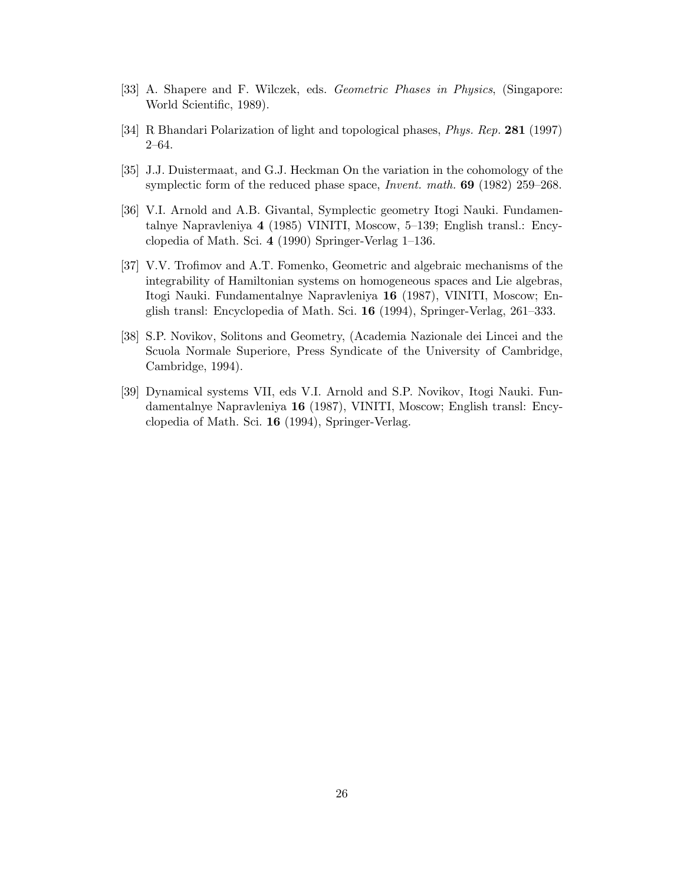[33] A. Shapere and F. Wilczek, eds. *Geometric Phases in Physics*, (Singapore: World Scientific, 1989).

[34] R Bhandari Polarization of light and topological phases, *Phys. Rep.* **281** (1997) 2–64.

[35] J.J. Duistermaat, and G.J. Heckman On the variation in the cohomology of the symplectic form of the reduced phase space, *Invent. math.* **69** (1982) 259–268.

[36] V.I. Arnold and A.B. Givantal, Symplectic geometry Itogi Nauki. Fundamentalnye Napravleniya **4** (1985) VINITI, Moscow, 5–139; English transl.: Encyclopedia of Math. Sci. **4** (1990) Springer-Verlag 1–136.

[37] V.V. Trofimov and A.T. Fomenko, Geometric and algebraic mechanisms of the integrability of Hamiltonian systems on homogeneous spaces and Lie algebras, Itogi Nauki. Fundamentalnye Napravleniya **16** (1987), VINITI, Moscow; English transl: Encyclopedia of Math. Sci. **16** (1994), Springer-Verlag, 261–333.

[38] S.P. Novikov, Solitons and Geometry, (Academia Nazionale dei Lincei and the Scuola Normale Superiore, Press Syndicate of the University of Cambridge, Cambridge, 1994).

[39] Dynamical systems VII, eds V.I. Arnold and S.P. Novikov, Itogi Nauki. Fundamentalnye Napravleniya **16** (1987), VINITI, Moscow; English transl: Encyclopedia of Math. Sci. **16** (1994), Springer-Verlag.